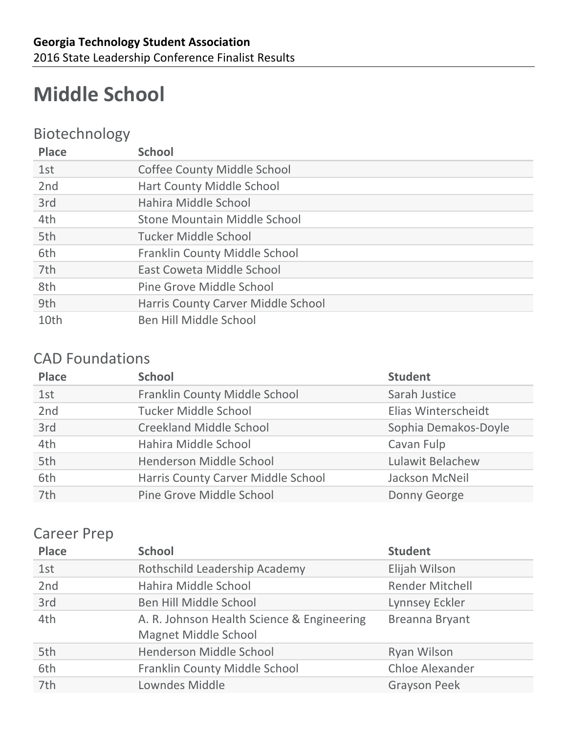**Georgia Technology Student Association**
2016 State Leadership Conference Finalist Results

# Middle School

## Biotechnology

| Place | School |
|---|---|
| 1st | Coffee County Middle School |
| 2nd | Hart County Middle School |
| 3rd | Hahira Middle School |
| 4th | Stone Mountain Middle School |
| 5th | Tucker Middle School |
| 6th | Franklin County Middle School |
| 7th | East Coweta Middle School |
| 8th | Pine Grove Middle School |
| 9th | Harris County Carver Middle School |
| 10th | Ben Hill Middle School |

## CAD Foundations

| Place | School | Student |
|---|---|---|
| 1st | Franklin County Middle School | Sarah Justice |
| 2nd | Tucker Middle School | Elias Winterscheidt |
| 3rd | Creekland Middle School | Sophia Demakos-Doyle |
| 4th | Hahira Middle School | Cavan Fulp |
| 5th | Henderson Middle School | Lulawit Belachew |
| 6th | Harris County Carver Middle School | Jackson McNeil |
| 7th | Pine Grove Middle School | Donny George |

## Career Prep

| Place | School | Student |
|---|---|---|
| 1st | Rothschild Leadership Academy | Elijah Wilson |
| 2nd | Hahira Middle School | Render Mitchell |
| 3rd | Ben Hill Middle School | Lynnsey Eckler |
| 4th | A. R. Johnson Health Science & Engineering Magnet Middle School | Breanna Bryant |
| 5th | Henderson Middle School | Ryan Wilson |
| 6th | Franklin County Middle School | Chloe Alexander |
| 7th | Lowndes Middle | Grayson Peek |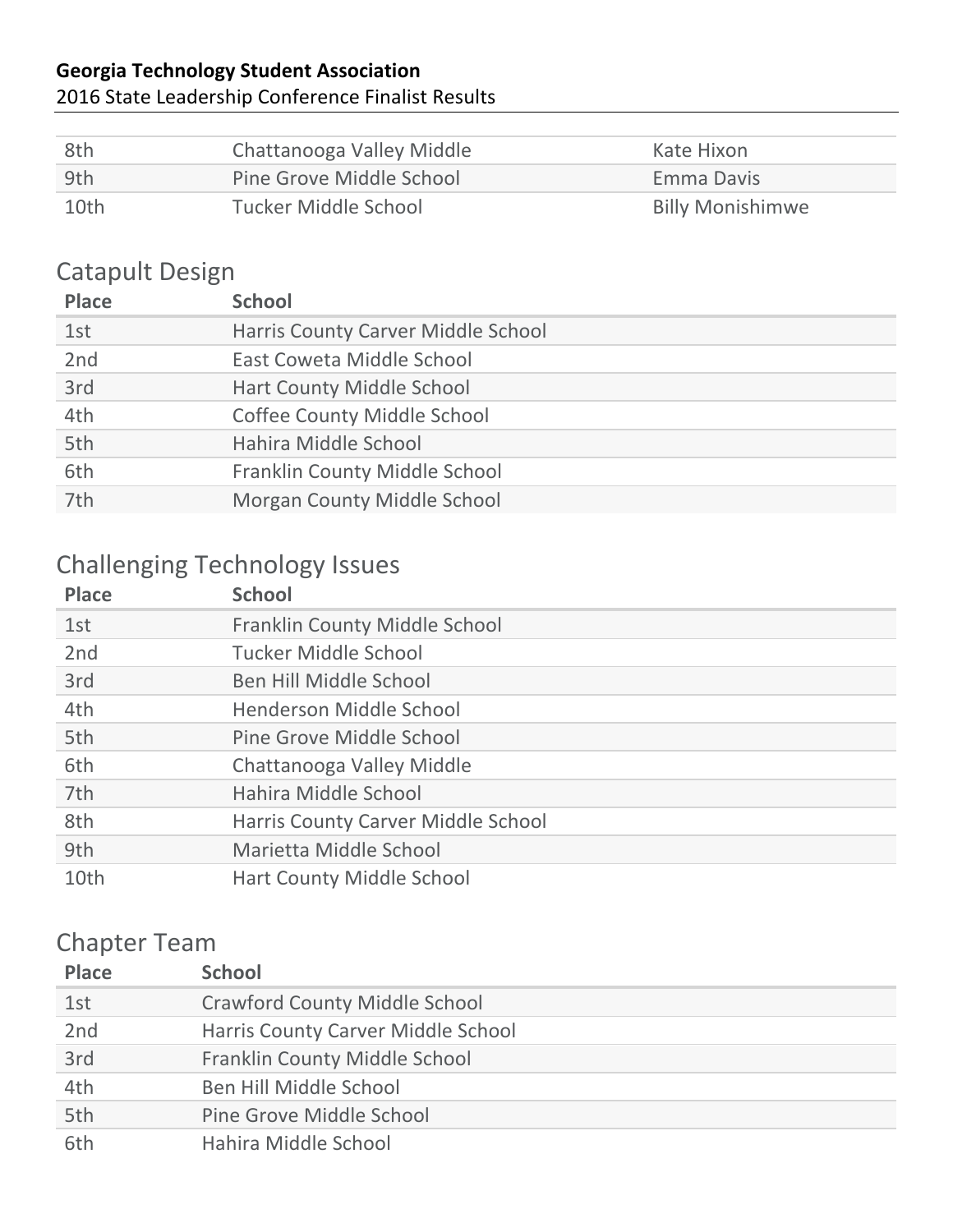| | | |
|---|---|---|
| 8th | Chattanooga Valley Middle | Kate Hixon |
| 9th | Pine Grove Middle School | Emma Davis |
| 10th | Tucker Middle School | Billy Monishimwe |

## Catapult Design

| Place | School |
|---|---|
| 1st | Harris County Carver Middle School |
| 2nd | East Coweta Middle School |
| 3rd | Hart County Middle School |
| 4th | Coffee County Middle School |
| 5th | Hahira Middle School |
| 6th | Franklin County Middle School |
| 7th | Morgan County Middle School |

## Challenging Technology Issues

| Place | School |
|---|---|
| 1st | Franklin County Middle School |
| 2nd | Tucker Middle School |
| 3rd | Ben Hill Middle School |
| 4th | Henderson Middle School |
| 5th | Pine Grove Middle School |
| 6th | Chattanooga Valley Middle |
| 7th | Hahira Middle School |
| 8th | Harris County Carver Middle School |
| 9th | Marietta Middle School |
| 10th | Hart County Middle School |

## Chapter Team

| Place | School |
|---|---|
| 1st | Crawford County Middle School |
| 2nd | Harris County Carver Middle School |
| 3rd | Franklin County Middle School |
| 4th | Ben Hill Middle School |
| 5th | Pine Grove Middle School |
| 6th | Hahira Middle School |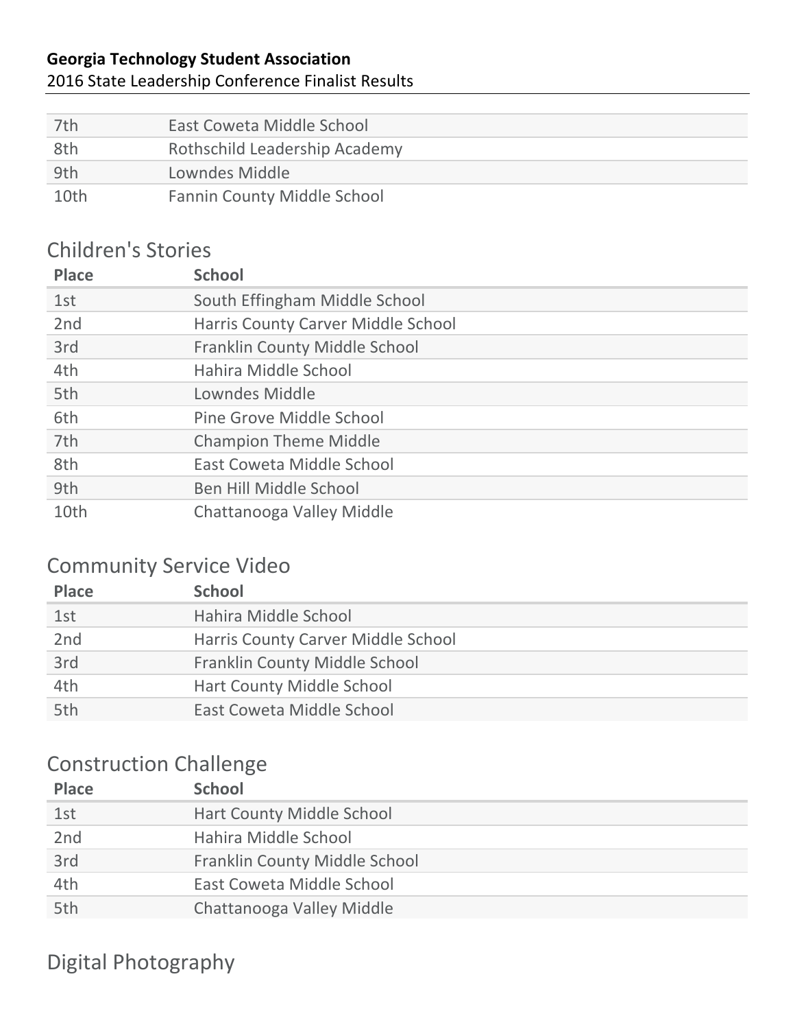| | |
|---|---|
| 7th | East Coweta Middle School |
| 8th | Rothschild Leadership Academy |
| 9th | Lowndes Middle |
| 10th | Fannin County Middle School |

## Children's Stories

| Place | School |
|---|---|
| 1st | South Effingham Middle School |
| 2nd | Harris County Carver Middle School |
| 3rd | Franklin County Middle School |
| 4th | Hahira Middle School |
| 5th | Lowndes Middle |
| 6th | Pine Grove Middle School |
| 7th | Champion Theme Middle |
| 8th | East Coweta Middle School |
| 9th | Ben Hill Middle School |
| 10th | Chattanooga Valley Middle |

## Community Service Video

| Place | School |
|---|---|
| 1st | Hahira Middle School |
| 2nd | Harris County Carver Middle School |
| 3rd | Franklin County Middle School |
| 4th | Hart County Middle School |
| 5th | East Coweta Middle School |

## Construction Challenge

| Place | School |
|---|---|
| 1st | Hart County Middle School |
| 2nd | Hahira Middle School |
| 3rd | Franklin County Middle School |
| 4th | East Coweta Middle School |
| 5th | Chattanooga Valley Middle |

## Digital Photography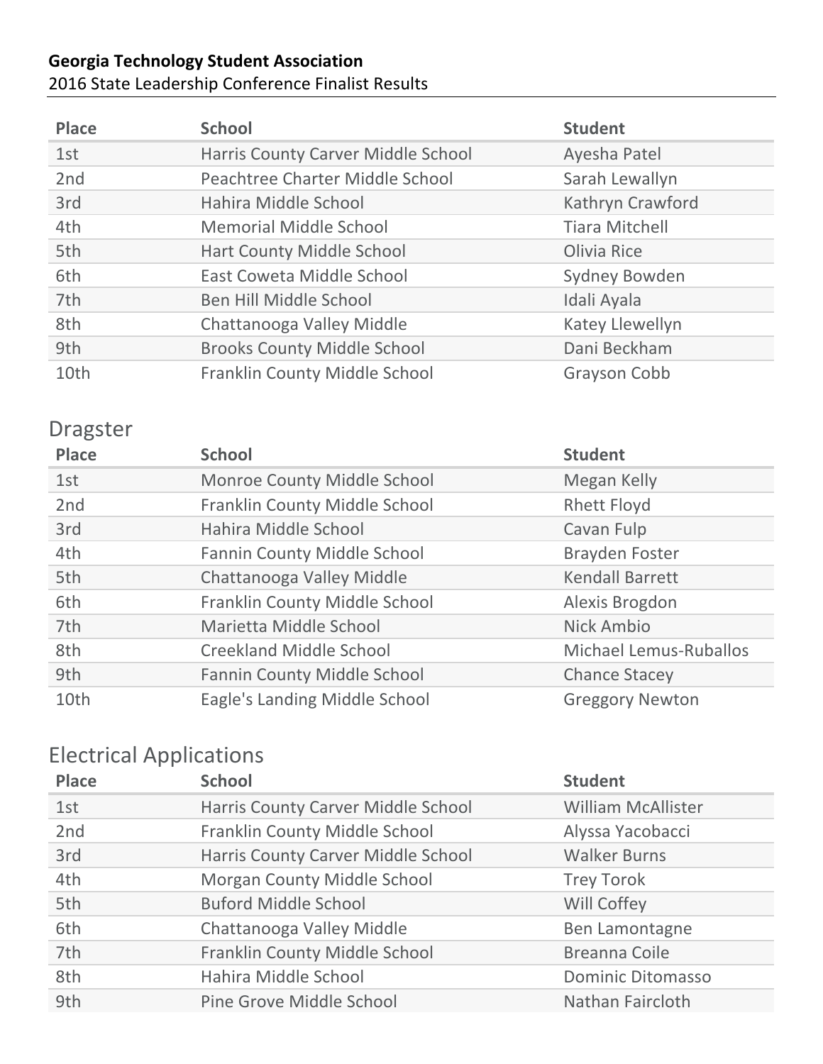**Georgia Technology Student Association**
2016 State Leadership Conference Finalist Results

| Place | School | Student |
|---|---|---|
| 1st | Harris County Carver Middle School | Ayesha Patel |
| 2nd | Peachtree Charter Middle School | Sarah Lewallyn |
| 3rd | Hahira Middle School | Kathryn Crawford |
| 4th | Memorial Middle School | Tiara Mitchell |
| 5th | Hart County Middle School | Olivia Rice |
| 6th | East Coweta Middle School | Sydney Bowden |
| 7th | Ben Hill Middle School | Idali Ayala |
| 8th | Chattanooga Valley Middle | Katey Llewellyn |
| 9th | Brooks County Middle School | Dani Beckham |
| 10th | Franklin County Middle School | Grayson Cobb |

## Dragster

| Place | School | Student |
|---|---|---|
| 1st | Monroe County Middle School | Megan Kelly |
| 2nd | Franklin County Middle School | Rhett Floyd |
| 3rd | Hahira Middle School | Cavan Fulp |
| 4th | Fannin County Middle School | Brayden Foster |
| 5th | Chattanooga Valley Middle | Kendall Barrett |
| 6th | Franklin County Middle School | Alexis Brogdon |
| 7th | Marietta Middle School | Nick Ambio |
| 8th | Creekland Middle School | Michael Lemus-Ruballos |
| 9th | Fannin County Middle School | Chance Stacey |
| 10th | Eagle's Landing Middle School | Greggory Newton |

## Electrical Applications

| Place | School | Student |
|---|---|---|
| 1st | Harris County Carver Middle School | William McAllister |
| 2nd | Franklin County Middle School | Alyssa Yacobacci |
| 3rd | Harris County Carver Middle School | Walker Burns |
| 4th | Morgan County Middle School | Trey Torok |
| 5th | Buford Middle School | Will Coffey |
| 6th | Chattanooga Valley Middle | Ben Lamontagne |
| 7th | Franklin County Middle School | Breanna Coile |
| 8th | Hahira Middle School | Dominic Ditomasso |
| 9th | Pine Grove Middle School | Nathan Faircloth |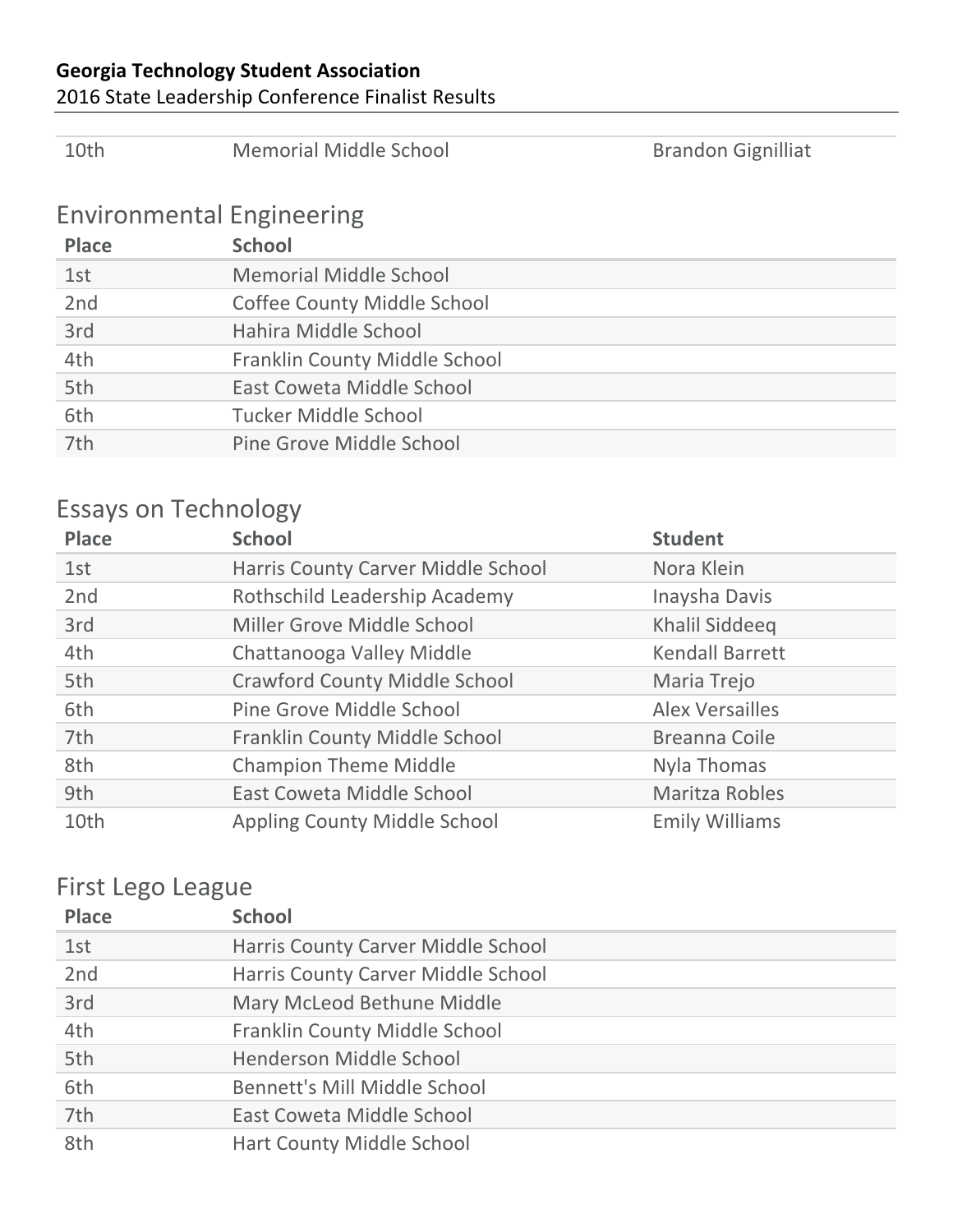| 10th | Memorial Middle School | Brandon Gignilliat |
|---|---|---|

## Environmental Engineering

| Place | School |
|---|---|
| 1st | Memorial Middle School |
| 2nd | Coffee County Middle School |
| 3rd | Hahira Middle School |
| 4th | Franklin County Middle School |
| 5th | East Coweta Middle School |
| 6th | Tucker Middle School |
| 7th | Pine Grove Middle School |

## Essays on Technology

| Place | School | Student |
|---|---|---|
| 1st | Harris County Carver Middle School | Nora Klein |
| 2nd | Rothschild Leadership Academy | Inaysha Davis |
| 3rd | Miller Grove Middle School | Khalil Siddeeq |
| 4th | Chattanooga Valley Middle | Kendall Barrett |
| 5th | Crawford County Middle School | Maria Trejo |
| 6th | Pine Grove Middle School | Alex Versailles |
| 7th | Franklin County Middle School | Breanna Coile |
| 8th | Champion Theme Middle | Nyla Thomas |
| 9th | East Coweta Middle School | Maritza Robles |
| 10th | Appling County Middle School | Emily Williams |

## First Lego League

| Place | School |
|---|---|
| 1st | Harris County Carver Middle School |
| 2nd | Harris County Carver Middle School |
| 3rd | Mary McLeod Bethune Middle |
| 4th | Franklin County Middle School |
| 5th | Henderson Middle School |
| 6th | Bennett's Mill Middle School |
| 7th | East Coweta Middle School |
| 8th | Hart County Middle School |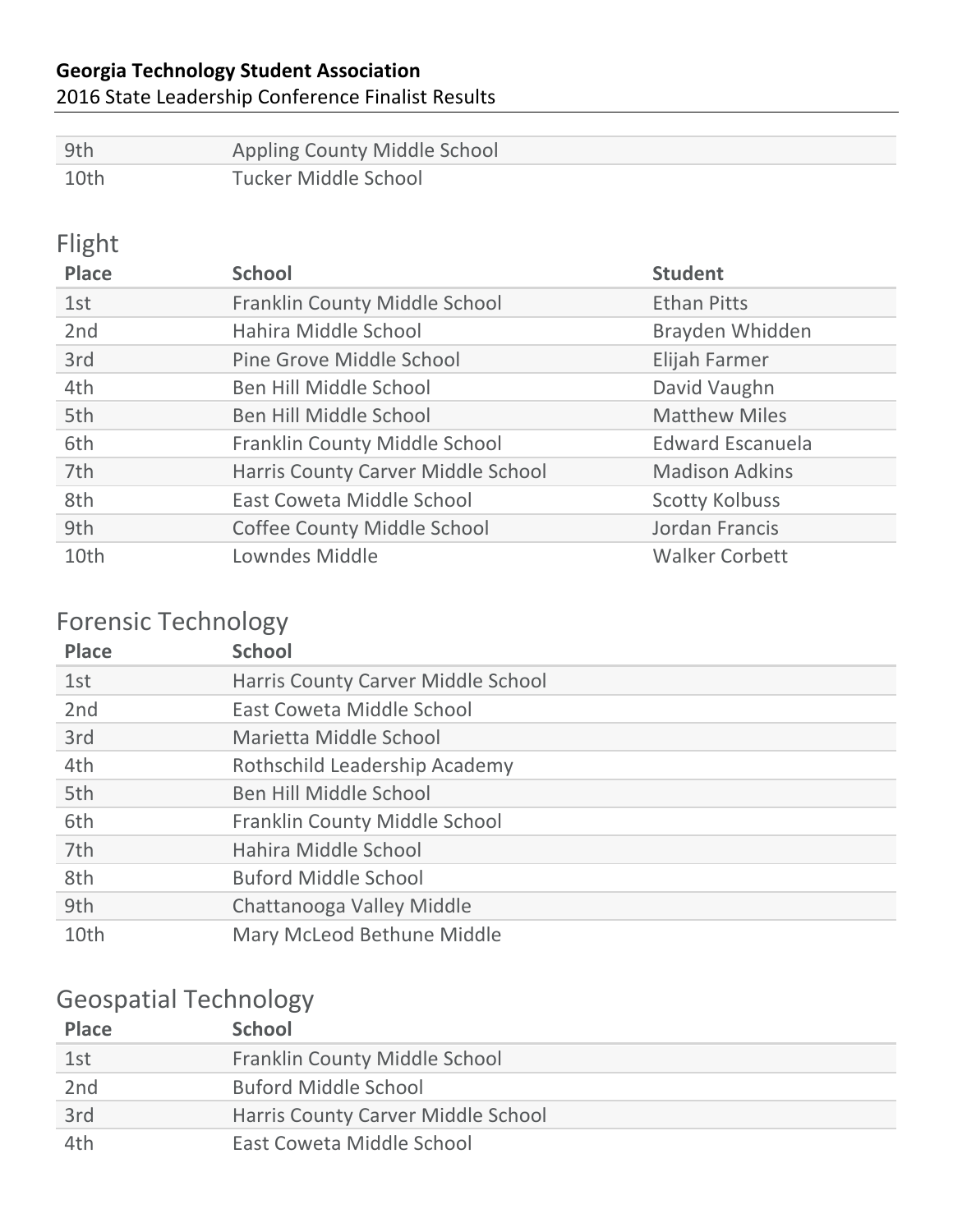| 9th | Appling County Middle School |
|---|---|
| 10th | Tucker Middle School |

## Flight

| Place | School | Student |
|---|---|---|
| 1st | Franklin County Middle School | Ethan Pitts |
| 2nd | Hahira Middle School | Brayden Whidden |
| 3rd | Pine Grove Middle School | Elijah Farmer |
| 4th | Ben Hill Middle School | David Vaughn |
| 5th | Ben Hill Middle School | Matthew Miles |
| 6th | Franklin County Middle School | Edward Escanuela |
| 7th | Harris County Carver Middle School | Madison Adkins |
| 8th | East Coweta Middle School | Scotty Kolbuss |
| 9th | Coffee County Middle School | Jordan Francis |
| 10th | Lowndes Middle | Walker Corbett |

## Forensic Technology

| Place | School |
|---|---|
| 1st | Harris County Carver Middle School |
| 2nd | East Coweta Middle School |
| 3rd | Marietta Middle School |
| 4th | Rothschild Leadership Academy |
| 5th | Ben Hill Middle School |
| 6th | Franklin County Middle School |
| 7th | Hahira Middle School |
| 8th | Buford Middle School |
| 9th | Chattanooga Valley Middle |
| 10th | Mary McLeod Bethune Middle |

## Geospatial Technology

| Place | School |
|---|---|
| 1st | Franklin County Middle School |
| 2nd | Buford Middle School |
| 3rd | Harris County Carver Middle School |
| 4th | East Coweta Middle School |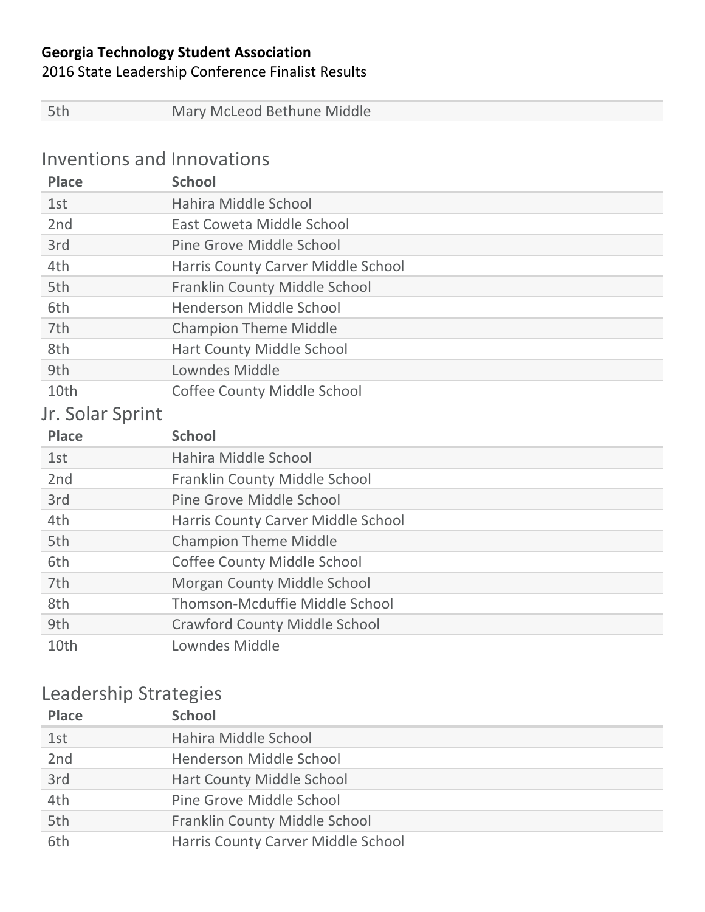| 5th | Mary McLeod Bethune Middle |
|---|---|

## Inventions and Innovations

| Place | School |
|---|---|
| 1st | Hahira Middle School |
| 2nd | East Coweta Middle School |
| 3rd | Pine Grove Middle School |
| 4th | Harris County Carver Middle School |
| 5th | Franklin County Middle School |
| 6th | Henderson Middle School |
| 7th | Champion Theme Middle |
| 8th | Hart County Middle School |
| 9th | Lowndes Middle |
| 10th | Coffee County Middle School |

## Jr. Solar Sprint

| Place | School |
|---|---|
| 1st | Hahira Middle School |
| 2nd | Franklin County Middle School |
| 3rd | Pine Grove Middle School |
| 4th | Harris County Carver Middle School |
| 5th | Champion Theme Middle |
| 6th | Coffee County Middle School |
| 7th | Morgan County Middle School |
| 8th | Thomson-Mcduffie Middle School |
| 9th | Crawford County Middle School |
| 10th | Lowndes Middle |

## Leadership Strategies

| Place | School |
|---|---|
| 1st | Hahira Middle School |
| 2nd | Henderson Middle School |
| 3rd | Hart County Middle School |
| 4th | Pine Grove Middle School |
| 5th | Franklin County Middle School |
| 6th | Harris County Carver Middle School |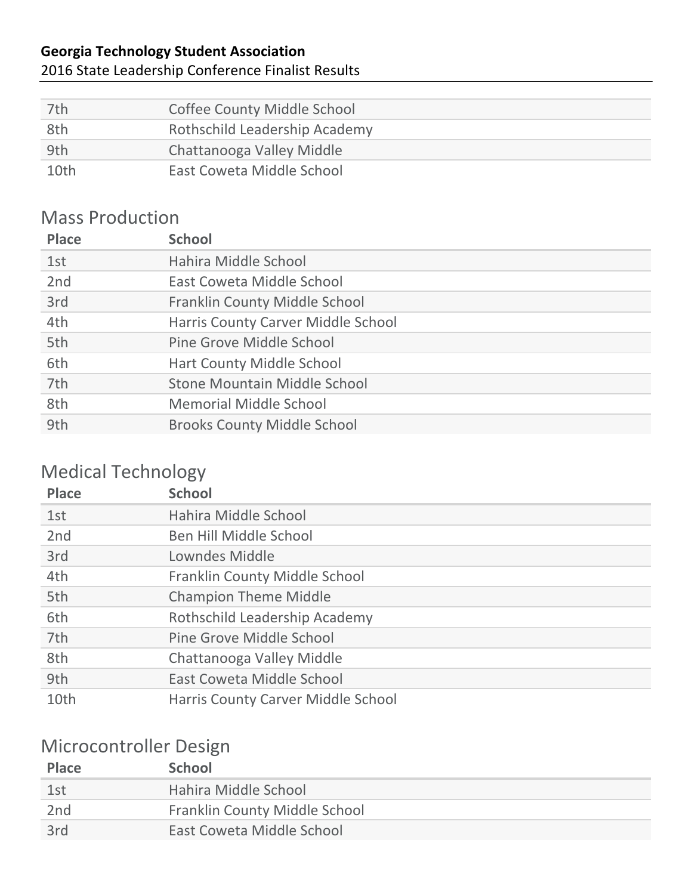| 7th | Coffee County Middle School |
|---|---|
| 8th | Rothschild Leadership Academy |
| 9th | Chattanooga Valley Middle |
| 10th | East Coweta Middle School |

## Mass Production

| Place | School |
|---|---|
| 1st | Hahira Middle School |
| 2nd | East Coweta Middle School |
| 3rd | Franklin County Middle School |
| 4th | Harris County Carver Middle School |
| 5th | Pine Grove Middle School |
| 6th | Hart County Middle School |
| 7th | Stone Mountain Middle School |
| 8th | Memorial Middle School |
| 9th | Brooks County Middle School |

## Medical Technology

| Place | School |
|---|---|
| 1st | Hahira Middle School |
| 2nd | Ben Hill Middle School |
| 3rd | Lowndes Middle |
| 4th | Franklin County Middle School |
| 5th | Champion Theme Middle |
| 6th | Rothschild Leadership Academy |
| 7th | Pine Grove Middle School |
| 8th | Chattanooga Valley Middle |
| 9th | East Coweta Middle School |
| 10th | Harris County Carver Middle School |

## Microcontroller Design

| Place | School |
|---|---|
| 1st | Hahira Middle School |
| 2nd | Franklin County Middle School |
| 3rd | East Coweta Middle School |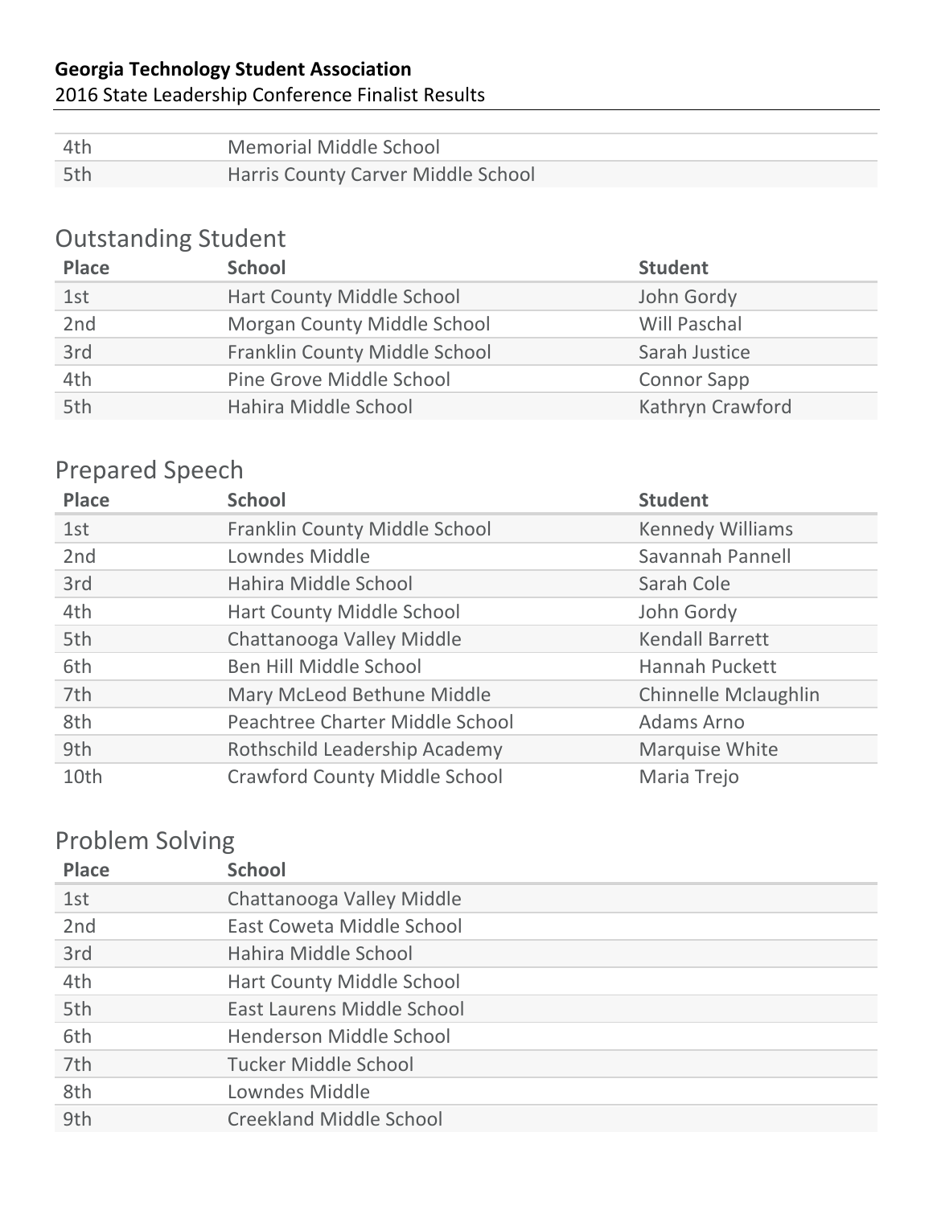| | |
|---|---|
| 4th | Memorial Middle School |
| 5th | Harris County Carver Middle School |

## Outstanding Student

| Place | School | Student |
|---|---|---|
| 1st | Hart County Middle School | John Gordy |
| 2nd | Morgan County Middle School | Will Paschal |
| 3rd | Franklin County Middle School | Sarah Justice |
| 4th | Pine Grove Middle School | Connor Sapp |
| 5th | Hahira Middle School | Kathryn Crawford |

## Prepared Speech

| Place | School | Student |
|---|---|---|
| 1st | Franklin County Middle School | Kennedy Williams |
| 2nd | Lowndes Middle | Savannah Pannell |
| 3rd | Hahira Middle School | Sarah Cole |
| 4th | Hart County Middle School | John Gordy |
| 5th | Chattanooga Valley Middle | Kendall Barrett |
| 6th | Ben Hill Middle School | Hannah Puckett |
| 7th | Mary McLeod Bethune Middle | Chinnelle Mclaughlin |
| 8th | Peachtree Charter Middle School | Adams Arno |
| 9th | Rothschild Leadership Academy | Marquise White |
| 10th | Crawford County Middle School | Maria Trejo |

## Problem Solving

| Place | School |
|---|---|
| 1st | Chattanooga Valley Middle |
| 2nd | East Coweta Middle School |
| 3rd | Hahira Middle School |
| 4th | Hart County Middle School |
| 5th | East Laurens Middle School |
| 6th | Henderson Middle School |
| 7th | Tucker Middle School |
| 8th | Lowndes Middle |
| 9th | Creekland Middle School |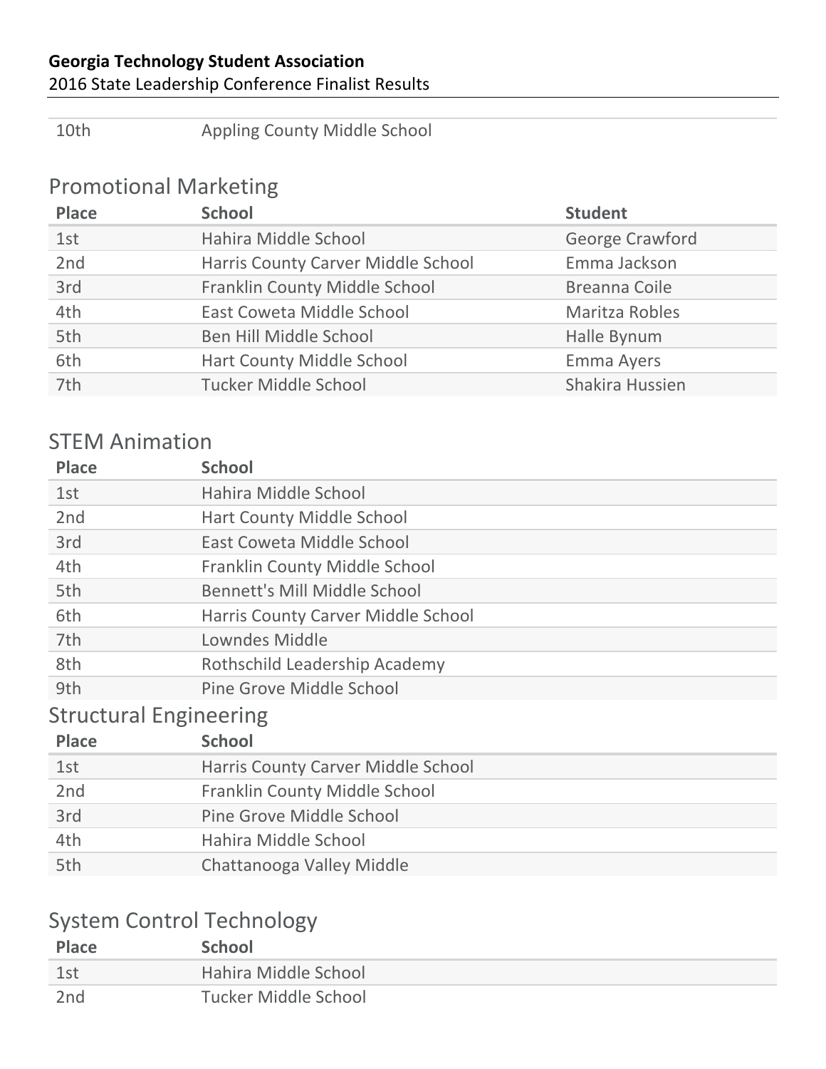| 10th | Appling County Middle School |
|---|---|

## Promotional Marketing

| Place | School | Student |
|---|---|---|
| 1st | Hahira Middle School | George Crawford |
| 2nd | Harris County Carver Middle School | Emma Jackson |
| 3rd | Franklin County Middle School | Breanna Coile |
| 4th | East Coweta Middle School | Maritza Robles |
| 5th | Ben Hill Middle School | Halle Bynum |
| 6th | Hart County Middle School | Emma Ayers |
| 7th | Tucker Middle School | Shakira Hussien |

## STEM Animation

| Place | School |
|---|---|
| 1st | Hahira Middle School |
| 2nd | Hart County Middle School |
| 3rd | East Coweta Middle School |
| 4th | Franklin County Middle School |
| 5th | Bennett's Mill Middle School |
| 6th | Harris County Carver Middle School |
| 7th | Lowndes Middle |
| 8th | Rothschild Leadership Academy |
| 9th | Pine Grove Middle School |

## Structural Engineering

| Place | School |
|---|---|
| 1st | Harris County Carver Middle School |
| 2nd | Franklin County Middle School |
| 3rd | Pine Grove Middle School |
| 4th | Hahira Middle School |
| 5th | Chattanooga Valley Middle |

## System Control Technology

| Place | School |
|---|---|
| 1st | Hahira Middle School |
| 2nd | Tucker Middle School |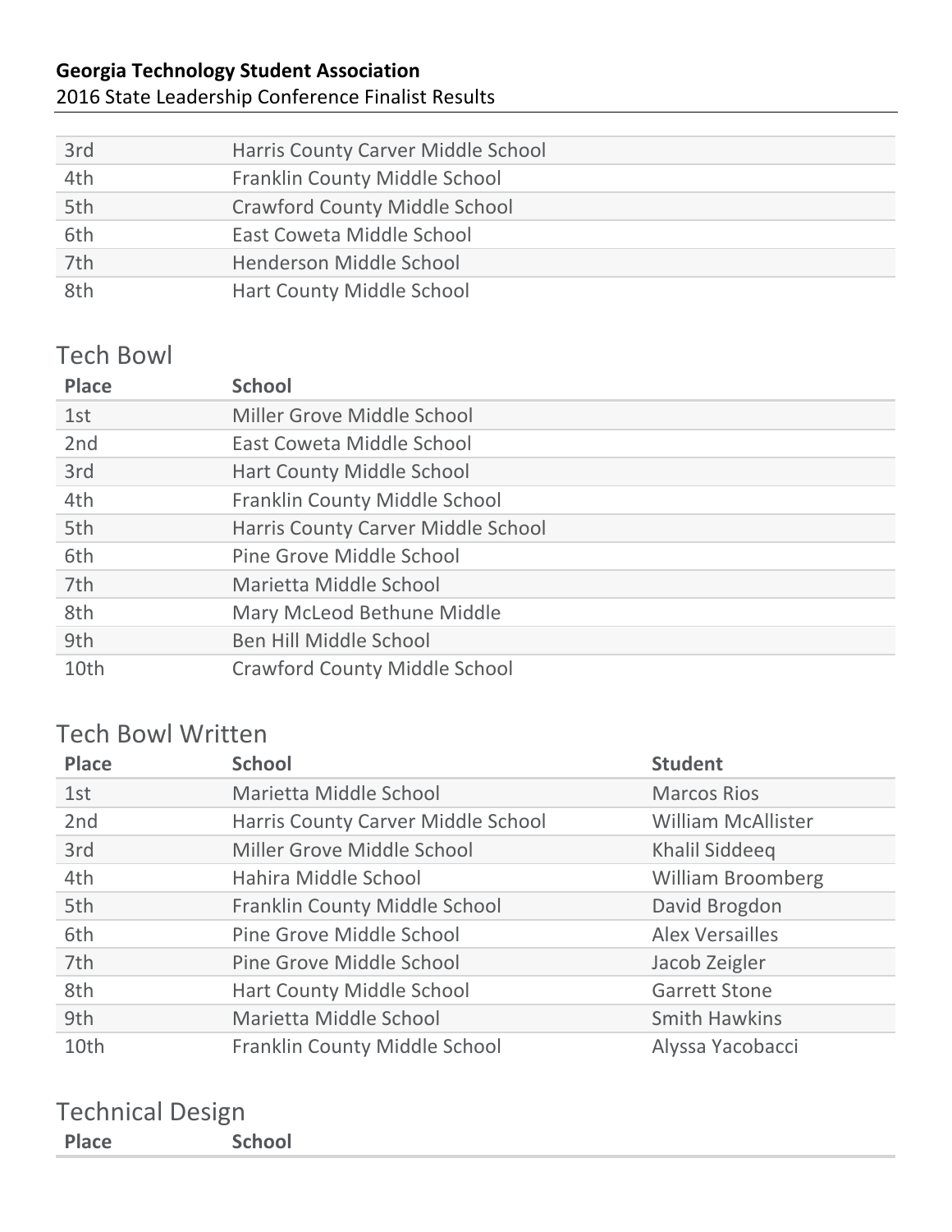| | |
|---|---|
| 3rd | Harris County Carver Middle School |
| 4th | Franklin County Middle School |
| 5th | Crawford County Middle School |
| 6th | East Coweta Middle School |
| 7th | Henderson Middle School |
| 8th | Hart County Middle School |

## Tech Bowl

| Place | School |
|---|---|
| 1st | Miller Grove Middle School |
| 2nd | East Coweta Middle School |
| 3rd | Hart County Middle School |
| 4th | Franklin County Middle School |
| 5th | Harris County Carver Middle School |
| 6th | Pine Grove Middle School |
| 7th | Marietta Middle School |
| 8th | Mary McLeod Bethune Middle |
| 9th | Ben Hill Middle School |
| 10th | Crawford County Middle School |

## Tech Bowl Written

| Place | School | Student |
|---|---|---|
| 1st | Marietta Middle School | Marcos Rios |
| 2nd | Harris County Carver Middle School | William McAllister |
| 3rd | Miller Grove Middle School | Khalil Siddeeq |
| 4th | Hahira Middle School | William Broomberg |
| 5th | Franklin County Middle School | David Brogdon |
| 6th | Pine Grove Middle School | Alex Versailles |
| 7th | Pine Grove Middle School | Jacob Zeigler |
| 8th | Hart County Middle School | Garrett Stone |
| 9th | Marietta Middle School | Smith Hawkins |
| 10th | Franklin County Middle School | Alyssa Yacobacci |

## Technical Design

| Place | School |
|---|---|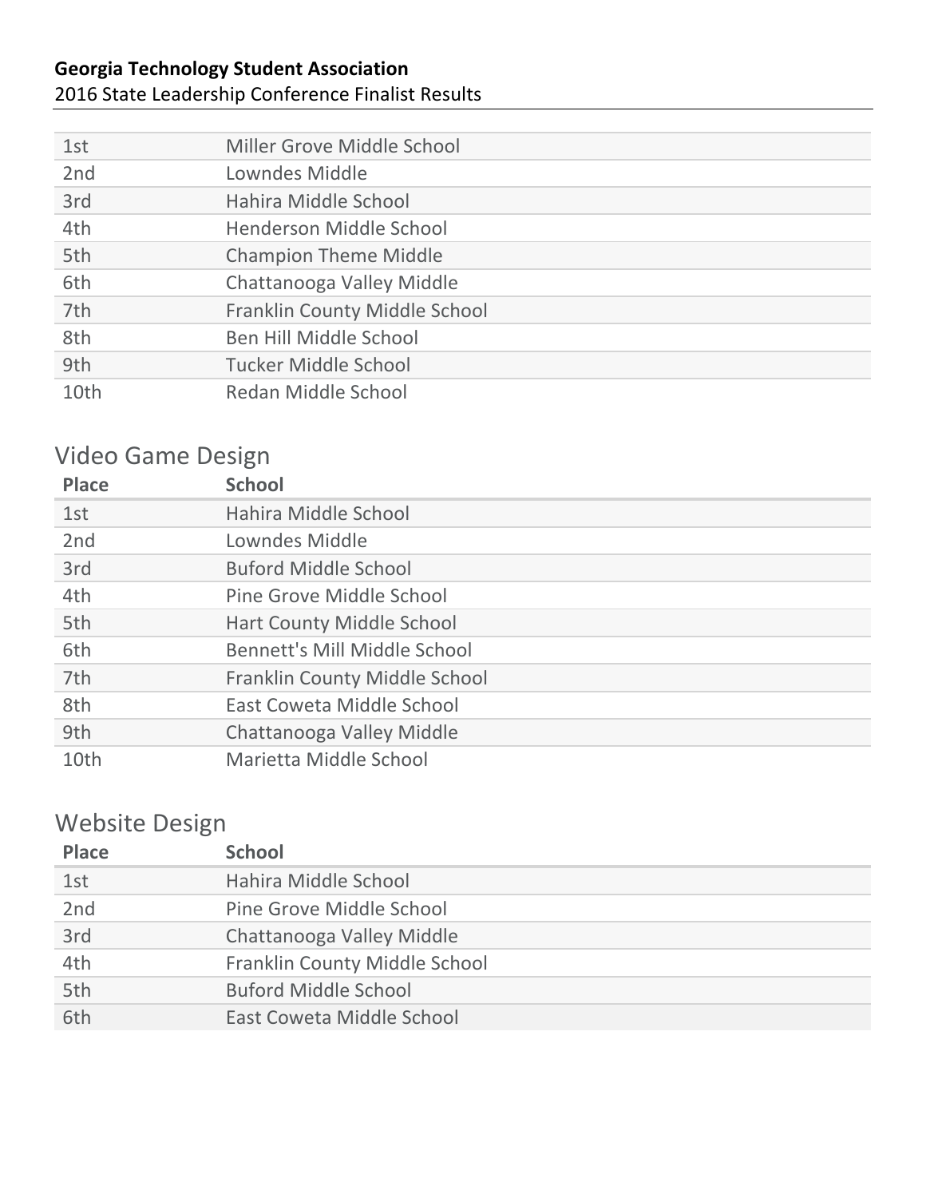**Georgia Technology Student Association**
2016 State Leadership Conference Finalist Results

| Place | School |
|---|---|
| 1st | Miller Grove Middle School |
| 2nd | Lowndes Middle |
| 3rd | Hahira Middle School |
| 4th | Henderson Middle School |
| 5th | Champion Theme Middle |
| 6th | Chattanooga Valley Middle |
| 7th | Franklin County Middle School |
| 8th | Ben Hill Middle School |
| 9th | Tucker Middle School |
| 10th | Redan Middle School |

## Video Game Design

| Place | School |
|---|---|
| 1st | Hahira Middle School |
| 2nd | Lowndes Middle |
| 3rd | Buford Middle School |
| 4th | Pine Grove Middle School |
| 5th | Hart County Middle School |
| 6th | Bennett's Mill Middle School |
| 7th | Franklin County Middle School |
| 8th | East Coweta Middle School |
| 9th | Chattanooga Valley Middle |
| 10th | Marietta Middle School |

## Website Design

| Place | School |
|---|---|
| 1st | Hahira Middle School |
| 2nd | Pine Grove Middle School |
| 3rd | Chattanooga Valley Middle |
| 4th | Franklin County Middle School |
| 5th | Buford Middle School |
| 6th | East Coweta Middle School |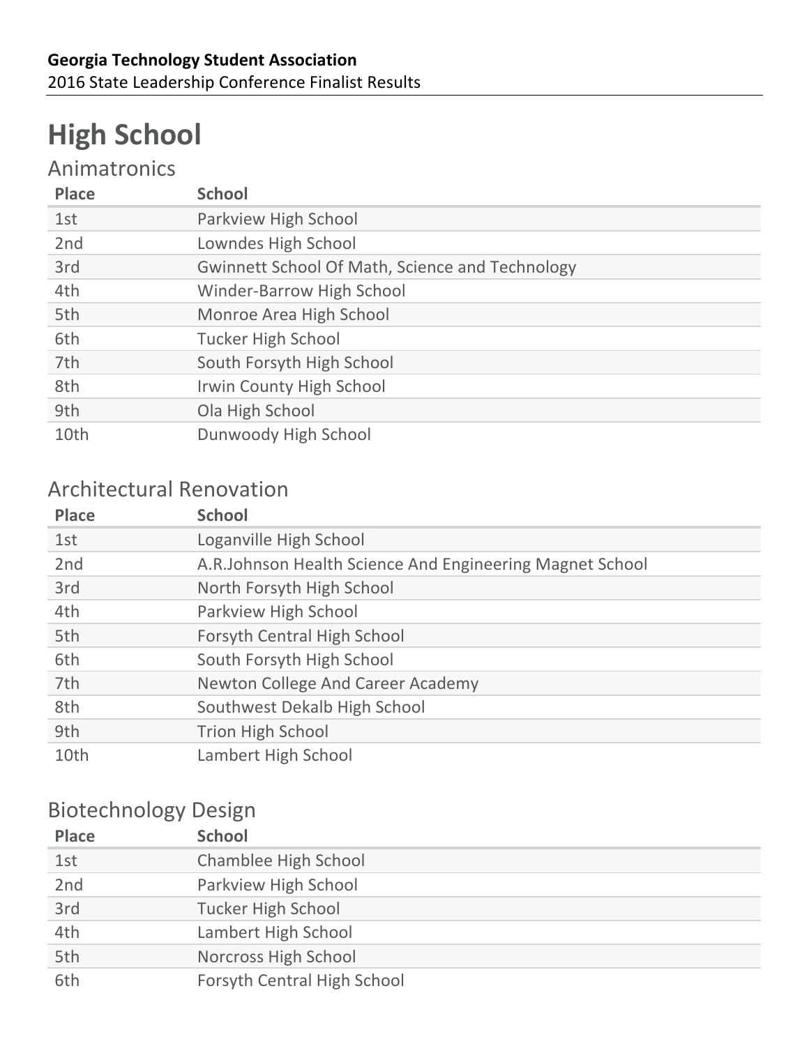# High School

## Animatronics

| Place | School |
|---|---|
| 1st | Parkview High School |
| 2nd | Lowndes High School |
| 3rd | Gwinnett School Of Math, Science and Technology |
| 4th | Winder-Barrow High School |
| 5th | Monroe Area High School |
| 6th | Tucker High School |
| 7th | South Forsyth High School |
| 8th | Irwin County High School |
| 9th | Ola High School |
| 10th | Dunwoody High School |

## Architectural Renovation

| Place | School |
|---|---|
| 1st | Loganville High School |
| 2nd | A.R.Johnson Health Science And Engineering Magnet School |
| 3rd | North Forsyth High School |
| 4th | Parkview High School |
| 5th | Forsyth Central High School |
| 6th | South Forsyth High School |
| 7th | Newton College And Career Academy |
| 8th | Southwest Dekalb High School |
| 9th | Trion High School |
| 10th | Lambert High School |

## Biotechnology Design

| Place | School |
|---|---|
| 1st | Chamblee High School |
| 2nd | Parkview High School |
| 3rd | Tucker High School |
| 4th | Lambert High School |
| 5th | Norcross High School |
| 6th | Forsyth Central High School |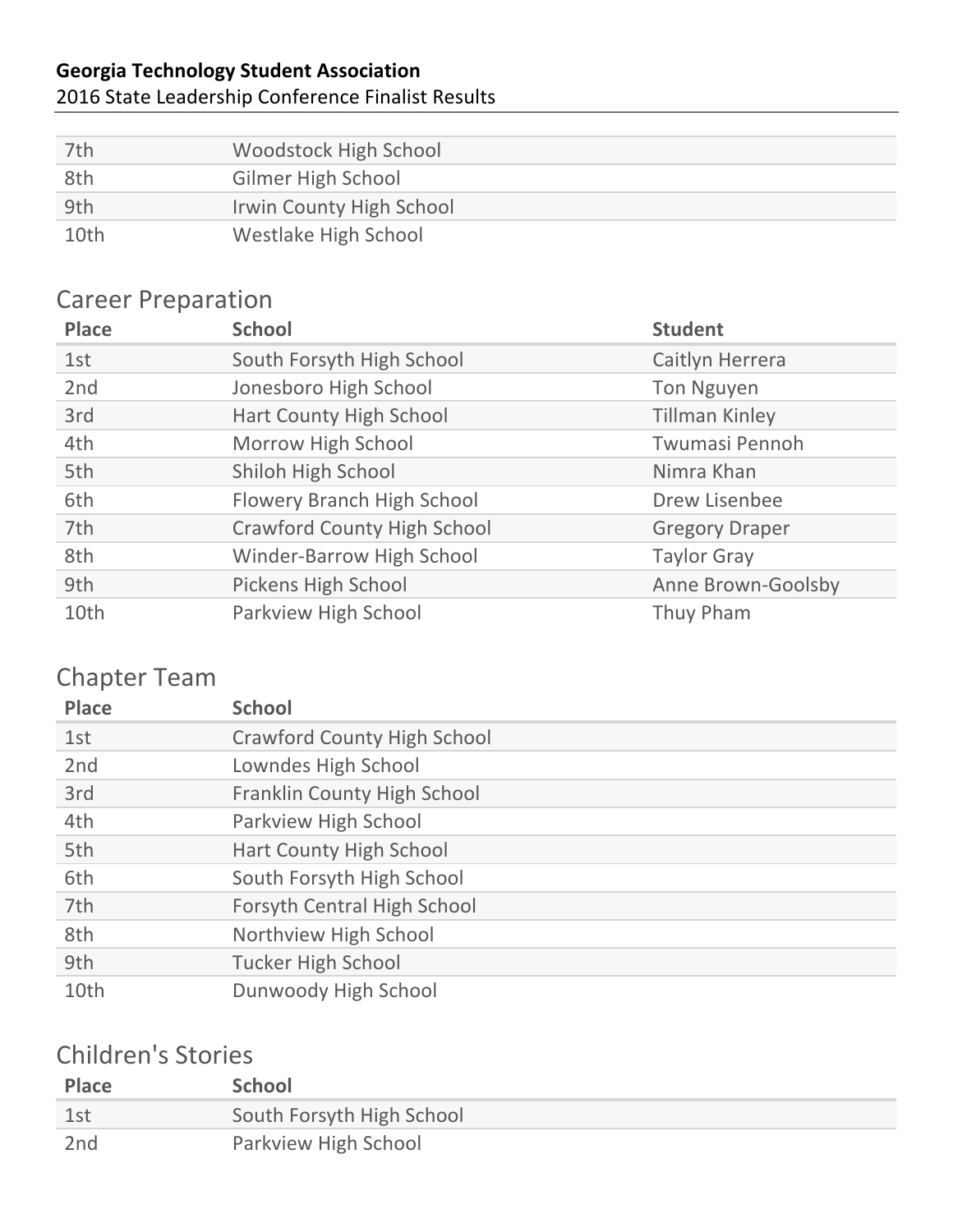| 7th | Woodstock High School |
| --- | --- |
| 8th | Gilmer High School |
| 9th | Irwin County High School |
| 10th | Westlake High School |

## Career Preparation

| Place | School | Student |
| --- | --- | --- |
| 1st | South Forsyth High School | Caitlyn Herrera |
| 2nd | Jonesboro High School | Ton Nguyen |
| 3rd | Hart County High School | Tillman Kinley |
| 4th | Morrow High School | Twumasi Pennoh |
| 5th | Shiloh High School | Nimra Khan |
| 6th | Flowery Branch High School | Drew Lisenbee |
| 7th | Crawford County High School | Gregory Draper |
| 8th | Winder-Barrow High School | Taylor Gray |
| 9th | Pickens High School | Anne Brown-Goolsby |
| 10th | Parkview High School | Thuy Pham |

## Chapter Team

| Place | School |
| --- | --- |
| 1st | Crawford County High School |
| 2nd | Lowndes High School |
| 3rd | Franklin County High School |
| 4th | Parkview High School |
| 5th | Hart County High School |
| 6th | South Forsyth High School |
| 7th | Forsyth Central High School |
| 8th | Northview High School |
| 9th | Tucker High School |
| 10th | Dunwoody High School |

## Children's Stories

| Place | School |
| --- | --- |
| 1st | South Forsyth High School |
| 2nd | Parkview High School |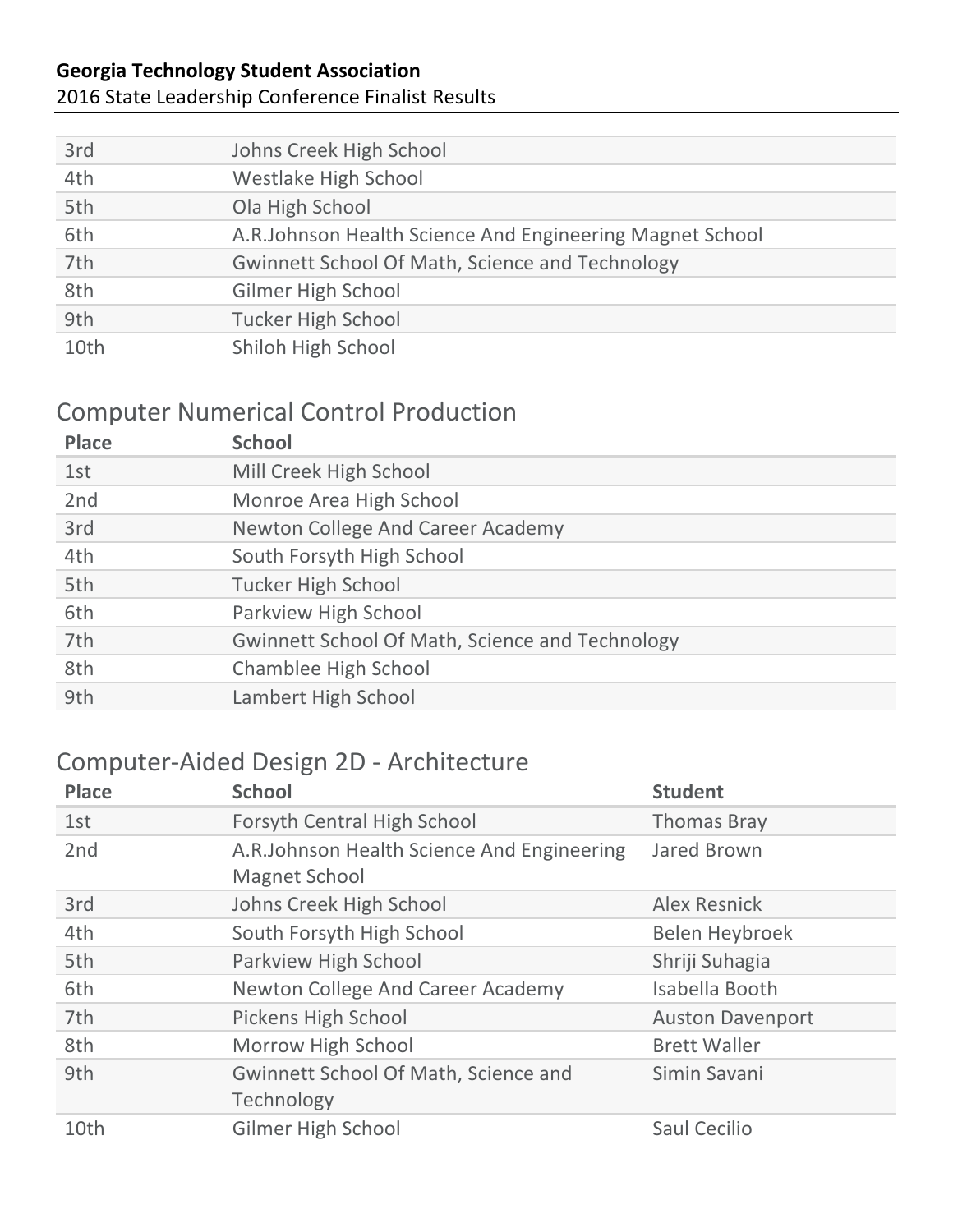| | |
|---|---|
| 3rd | Johns Creek High School |
| 4th | Westlake High School |
| 5th | Ola High School |
| 6th | A.R.Johnson Health Science And Engineering Magnet School |
| 7th | Gwinnett School Of Math, Science and Technology |
| 8th | Gilmer High School |
| 9th | Tucker High School |
| 10th | Shiloh High School |

## Computer Numerical Control Production

| Place | School |
|---|---|
| 1st | Mill Creek High School |
| 2nd | Monroe Area High School |
| 3rd | Newton College And Career Academy |
| 4th | South Forsyth High School |
| 5th | Tucker High School |
| 6th | Parkview High School |
| 7th | Gwinnett School Of Math, Science and Technology |
| 8th | Chamblee High School |
| 9th | Lambert High School |

## Computer-Aided Design 2D - Architecture

| Place | School | Student |
|---|---|---|
| 1st | Forsyth Central High School | Thomas Bray |
| 2nd | A.R.Johnson Health Science And Engineering Magnet School | Jared Brown |
| 3rd | Johns Creek High School | Alex Resnick |
| 4th | South Forsyth High School | Belen Heybroek |
| 5th | Parkview High School | Shriji Suhagia |
| 6th | Newton College And Career Academy | Isabella Booth |
| 7th | Pickens High School | Auston Davenport |
| 8th | Morrow High School | Brett Waller |
| 9th | Gwinnett School Of Math, Science and Technology | Simin Savani |
| 10th | Gilmer High School | Saul Cecilio |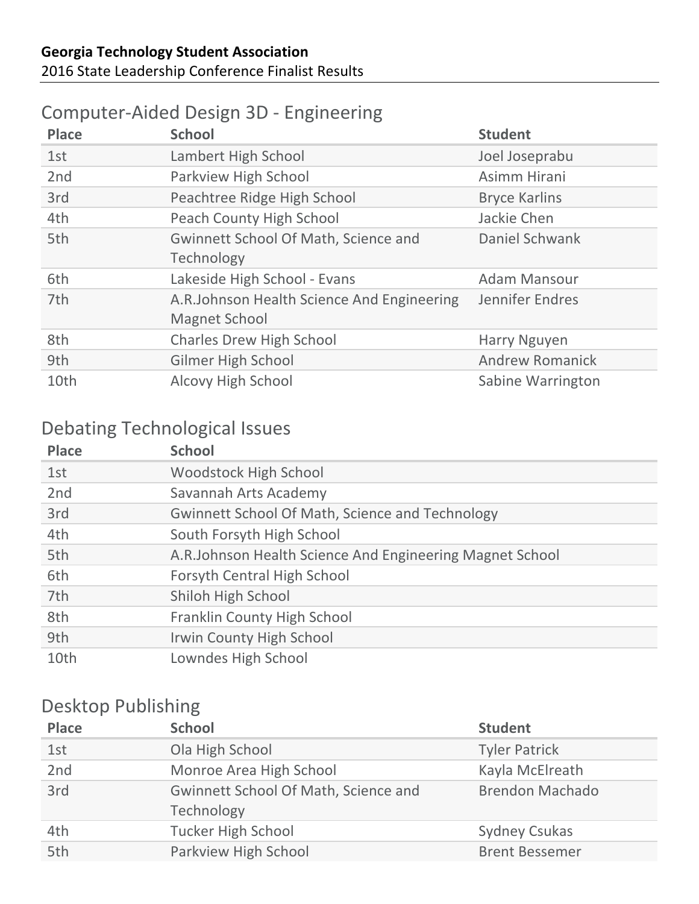**Georgia Technology Student Association**
2016 State Leadership Conference Finalist Results

## Computer-Aided Design 3D - Engineering

| Place | School | Student |
|---|---|---|
| 1st | Lambert High School | Joel Joseprabu |
| 2nd | Parkview High School | Asimm Hirani |
| 3rd | Peachtree Ridge High School | Bryce Karlins |
| 4th | Peach County High School | Jackie Chen |
| 5th | Gwinnett School Of Math, Science and Technology | Daniel Schwank |
| 6th | Lakeside High School - Evans | Adam Mansour |
| 7th | A.R.Johnson Health Science And Engineering Magnet School | Jennifer Endres |
| 8th | Charles Drew High School | Harry Nguyen |
| 9th | Gilmer High School | Andrew Romanick |
| 10th | Alcovy High School | Sabine Warrington |

## Debating Technological Issues

| Place | School |
|---|---|
| 1st | Woodstock High School |
| 2nd | Savannah Arts Academy |
| 3rd | Gwinnett School Of Math, Science and Technology |
| 4th | South Forsyth High School |
| 5th | A.R.Johnson Health Science And Engineering Magnet School |
| 6th | Forsyth Central High School |
| 7th | Shiloh High School |
| 8th | Franklin County High School |
| 9th | Irwin County High School |
| 10th | Lowndes High School |

## Desktop Publishing

| Place | School | Student |
|---|---|---|
| 1st | Ola High School | Tyler Patrick |
| 2nd | Monroe Area High School | Kayla McElreath |
| 3rd | Gwinnett School Of Math, Science and Technology | Brendon Machado |
| 4th | Tucker High School | Sydney Csukas |
| 5th | Parkview High School | Brent Bessemer |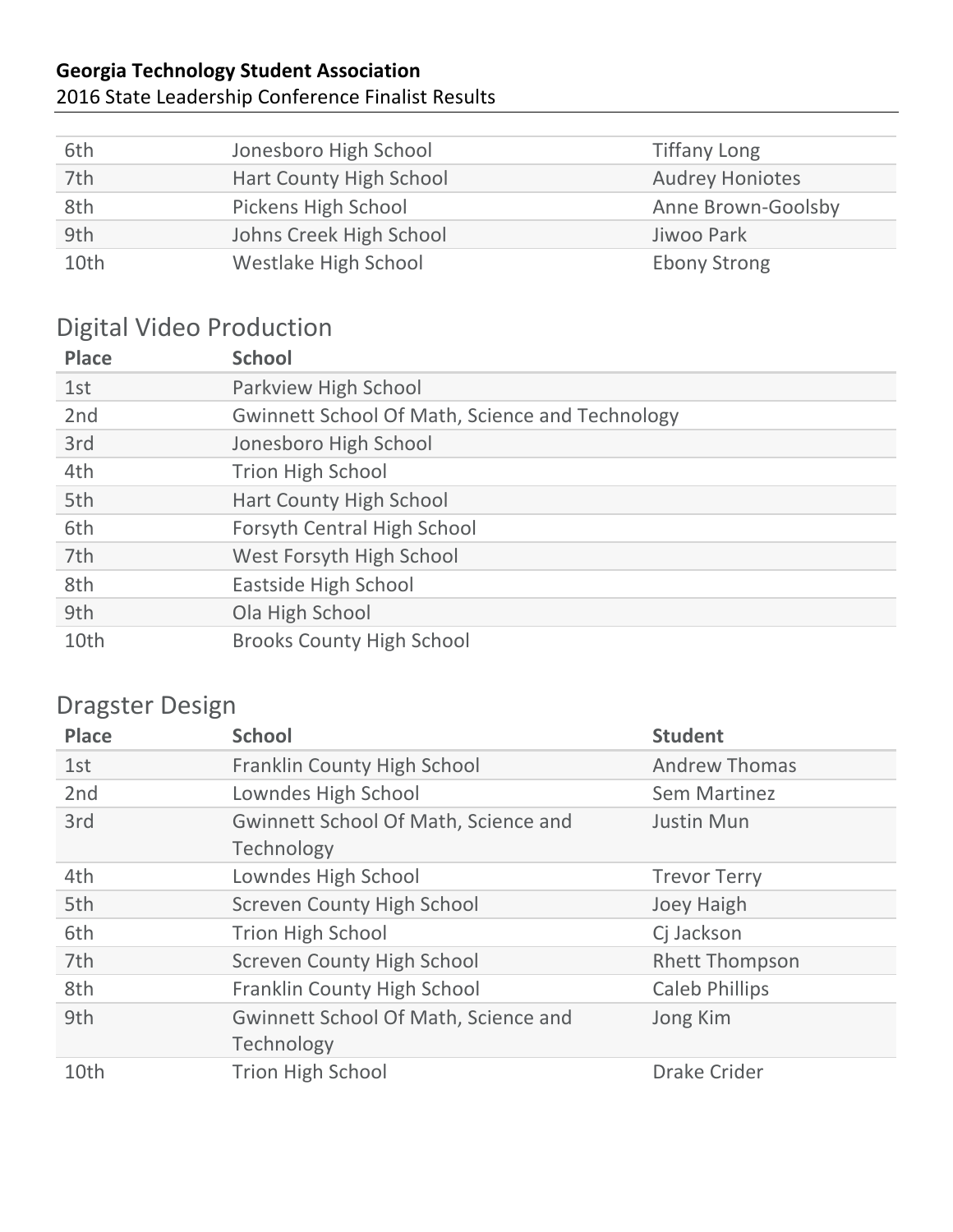**Georgia Technology Student Association**
2016 State Leadership Conference Finalist Results

| | | |
|---|---|---|
| 6th | Jonesboro High School | Tiffany Long |
| 7th | Hart County High School | Audrey Honiotes |
| 8th | Pickens High School | Anne Brown-Goolsby |
| 9th | Johns Creek High School | Jiwoo Park |
| 10th | Westlake High School | Ebony Strong |

## Digital Video Production

| Place | School |
|---|---|
| 1st | Parkview High School |
| 2nd | Gwinnett School Of Math, Science and Technology |
| 3rd | Jonesboro High School |
| 4th | Trion High School |
| 5th | Hart County High School |
| 6th | Forsyth Central High School |
| 7th | West Forsyth High School |
| 8th | Eastside High School |
| 9th | Ola High School |
| 10th | Brooks County High School |

## Dragster Design

| Place | School | Student |
|---|---|---|
| 1st | Franklin County High School | Andrew Thomas |
| 2nd | Lowndes High School | Sem Martinez |
| 3rd | Gwinnett School Of Math, Science and Technology | Justin Mun |
| 4th | Lowndes High School | Trevor Terry |
| 5th | Screven County High School | Joey Haigh |
| 6th | Trion High School | Cj Jackson |
| 7th | Screven County High School | Rhett Thompson |
| 8th | Franklin County High School | Caleb Phillips |
| 9th | Gwinnett School Of Math, Science and Technology | Jong Kim |
| 10th | Trion High School | Drake Crider |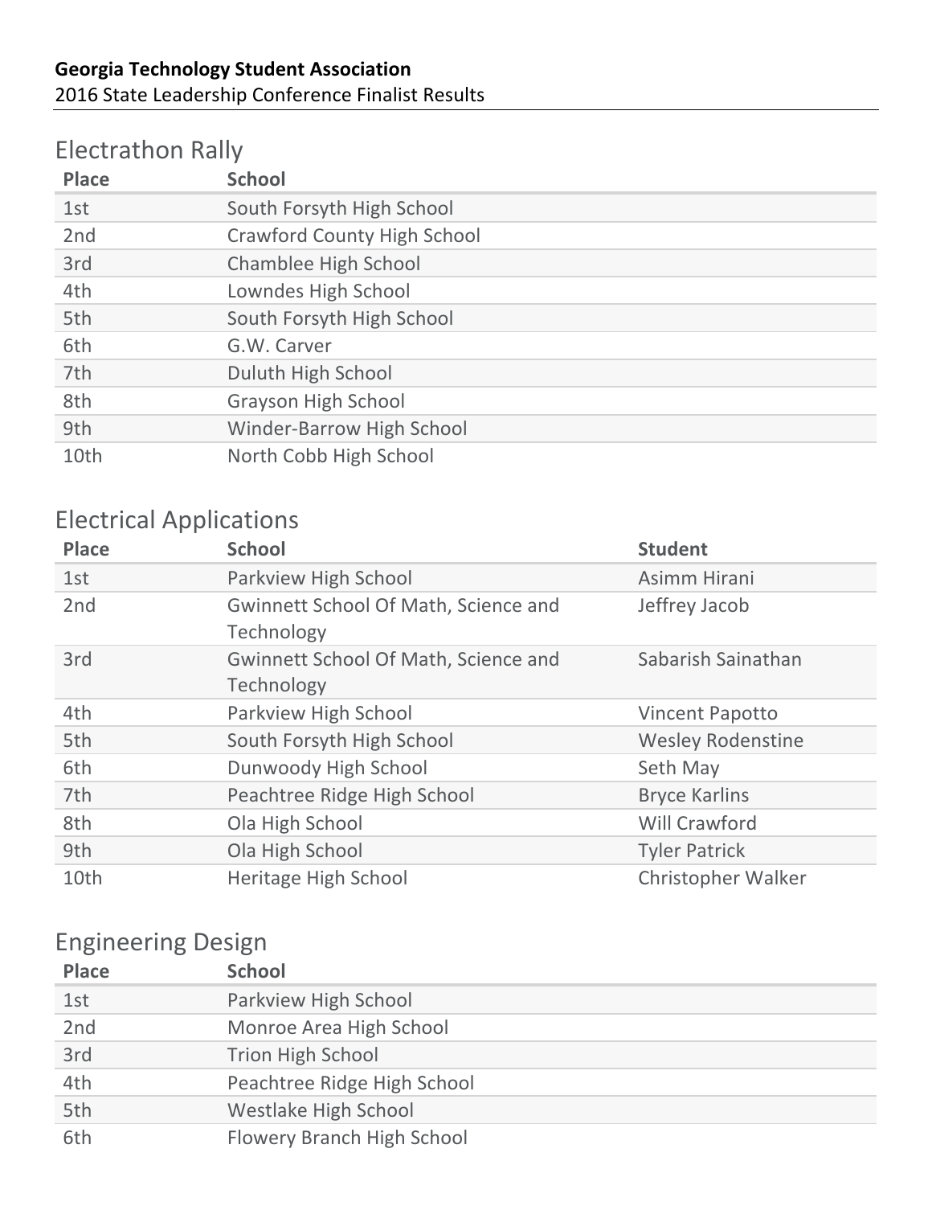**Georgia Technology Student Association**
2016 State Leadership Conference Finalist Results

## Electrathon Rally

| Place | School |
|---|---|
| 1st | South Forsyth High School |
| 2nd | Crawford County High School |
| 3rd | Chamblee High School |
| 4th | Lowndes High School |
| 5th | South Forsyth High School |
| 6th | G.W. Carver |
| 7th | Duluth High School |
| 8th | Grayson High School |
| 9th | Winder-Barrow High School |
| 10th | North Cobb High School |

## Electrical Applications

| Place | School | Student |
|---|---|---|
| 1st | Parkview High School | Asimm Hirani |
| 2nd | Gwinnett School Of Math, Science and Technology | Jeffrey Jacob |
| 3rd | Gwinnett School Of Math, Science and Technology | Sabarish Sainathan |
| 4th | Parkview High School | Vincent Papotto |
| 5th | South Forsyth High School | Wesley Rodenstine |
| 6th | Dunwoody High School | Seth May |
| 7th | Peachtree Ridge High School | Bryce Karlins |
| 8th | Ola High School | Will Crawford |
| 9th | Ola High School | Tyler Patrick |
| 10th | Heritage High School | Christopher Walker |

## Engineering Design

| Place | School |
|---|---|
| 1st | Parkview High School |
| 2nd | Monroe Area High School |
| 3rd | Trion High School |
| 4th | Peachtree Ridge High School |
| 5th | Westlake High School |
| 6th | Flowery Branch High School |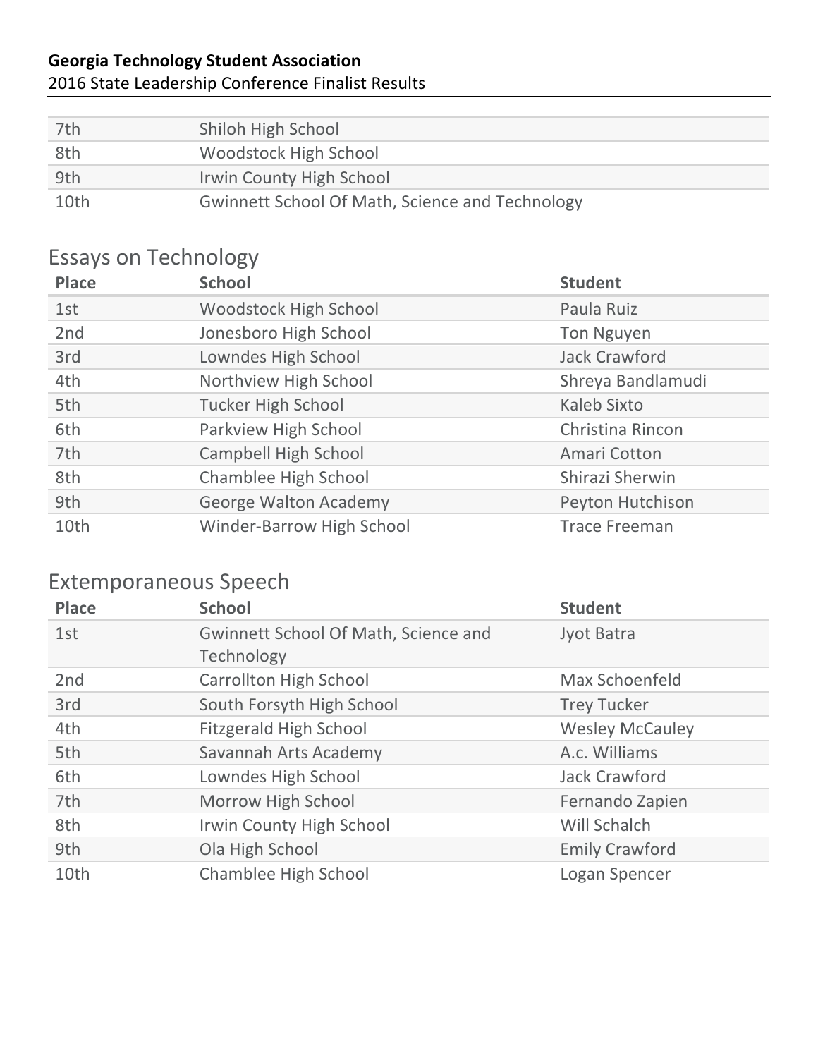| | |
|---|---|
| 7th | Shiloh High School |
| 8th | Woodstock High School |
| 9th | Irwin County High School |
| 10th | Gwinnett School Of Math, Science and Technology |

## Essays on Technology

| Place | School | Student |
|---|---|---|
| 1st | Woodstock High School | Paula Ruiz |
| 2nd | Jonesboro High School | Ton Nguyen |
| 3rd | Lowndes High School | Jack Crawford |
| 4th | Northview High School | Shreya Bandlamudi |
| 5th | Tucker High School | Kaleb Sixto |
| 6th | Parkview High School | Christina Rincon |
| 7th | Campbell High School | Amari Cotton |
| 8th | Chamblee High School | Shirazi Sherwin |
| 9th | George Walton Academy | Peyton Hutchison |
| 10th | Winder-Barrow High School | Trace Freeman |

## Extemporaneous Speech

| Place | School | Student |
|---|---|---|
| 1st | Gwinnett School Of Math, Science and Technology | Jyot Batra |
| 2nd | Carrollton High School | Max Schoenfeld |
| 3rd | South Forsyth High School | Trey Tucker |
| 4th | Fitzgerald High School | Wesley McCauley |
| 5th | Savannah Arts Academy | A.c. Williams |
| 6th | Lowndes High School | Jack Crawford |
| 7th | Morrow High School | Fernando Zapien |
| 8th | Irwin County High School | Will Schalch |
| 9th | Ola High School | Emily Crawford |
| 10th | Chamblee High School | Logan Spencer |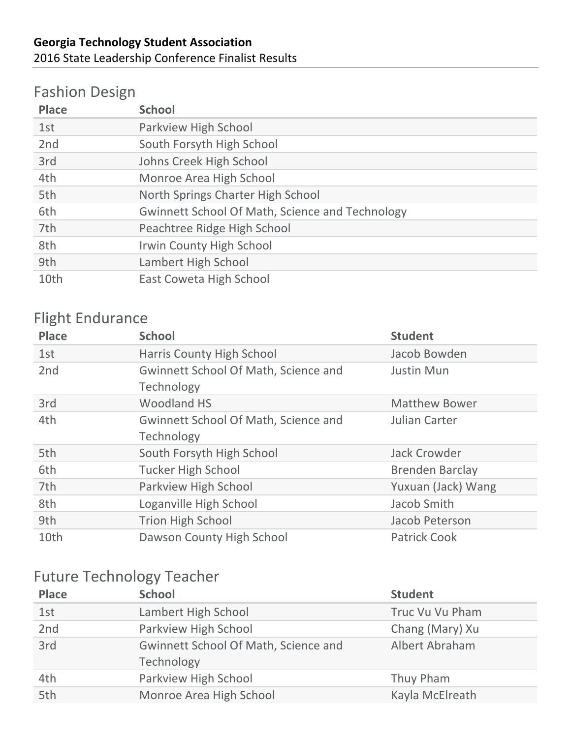**Georgia Technology Student Association**
2016 State Leadership Conference Finalist Results

## Fashion Design

| Place | School |
| --- | --- |
| 1st | Parkview High School |
| 2nd | South Forsyth High School |
| 3rd | Johns Creek High School |
| 4th | Monroe Area High School |
| 5th | North Springs Charter High School |
| 6th | Gwinnett School Of Math, Science and Technology |
| 7th | Peachtree Ridge High School |
| 8th | Irwin County High School |
| 9th | Lambert High School |
| 10th | East Coweta High School |

## Flight Endurance

| Place | School | Student |
| --- | --- | --- |
| 1st | Harris County High School | Jacob Bowden |
| 2nd | Gwinnett School Of Math, Science and Technology | Justin Mun |
| 3rd | Woodland HS | Matthew Bower |
| 4th | Gwinnett School Of Math, Science and Technology | Julian Carter |
| 5th | South Forsyth High School | Jack Crowder |
| 6th | Tucker High School | Brenden Barclay |
| 7th | Parkview High School | Yuxuan (Jack) Wang |
| 8th | Loganville High School | Jacob Smith |
| 9th | Trion High School | Jacob Peterson |
| 10th | Dawson County High School | Patrick Cook |

## Future Technology Teacher

| Place | School | Student |
| --- | --- | --- |
| 1st | Lambert High School | Truc Vu Vu Pham |
| 2nd | Parkview High School | Chang (Mary) Xu |
| 3rd | Gwinnett School Of Math, Science and Technology | Albert Abraham |
| 4th | Parkview High School | Thuy Pham |
| 5th | Monroe Area High School | Kayla McElreath |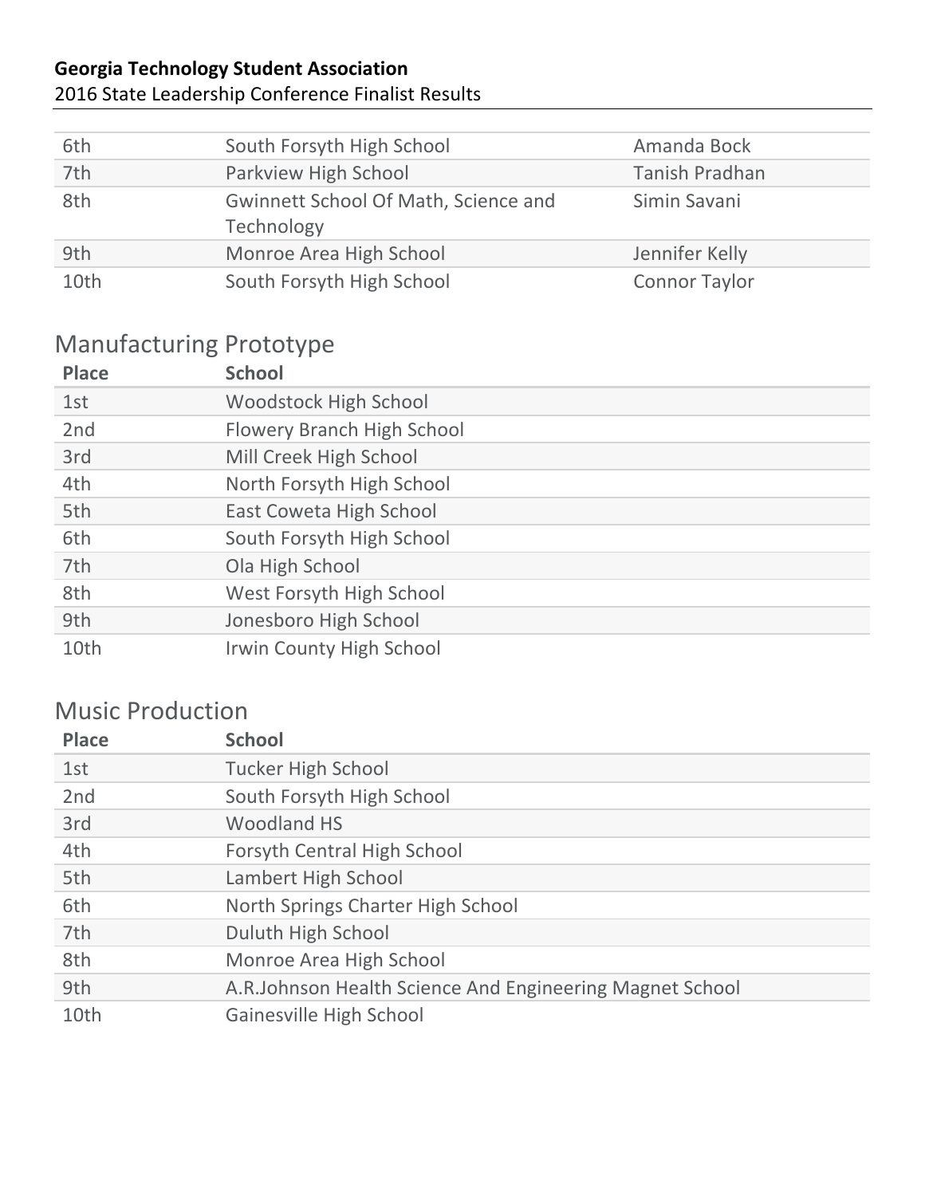| 6th | South Forsyth High School | Amanda Bock |
|---|---|---|
| 7th | Parkview High School | Tanish Pradhan |
| 8th | Gwinnett School Of Math, Science and Technology | Simin Savani |
| 9th | Monroe Area High School | Jennifer Kelly |
| 10th | South Forsyth High School | Connor Taylor |

## Manufacturing Prototype

| Place | School |
|---|---|
| 1st | Woodstock High School |
| 2nd | Flowery Branch High School |
| 3rd | Mill Creek High School |
| 4th | North Forsyth High School |
| 5th | East Coweta High School |
| 6th | South Forsyth High School |
| 7th | Ola High School |
| 8th | West Forsyth High School |
| 9th | Jonesboro High School |
| 10th | Irwin County High School |

## Music Production

| Place | School |
|---|---|
| 1st | Tucker High School |
| 2nd | South Forsyth High School |
| 3rd | Woodland HS |
| 4th | Forsyth Central High School |
| 5th | Lambert High School |
| 6th | North Springs Charter High School |
| 7th | Duluth High School |
| 8th | Monroe Area High School |
| 9th | A.R.Johnson Health Science And Engineering Magnet School |
| 10th | Gainesville High School |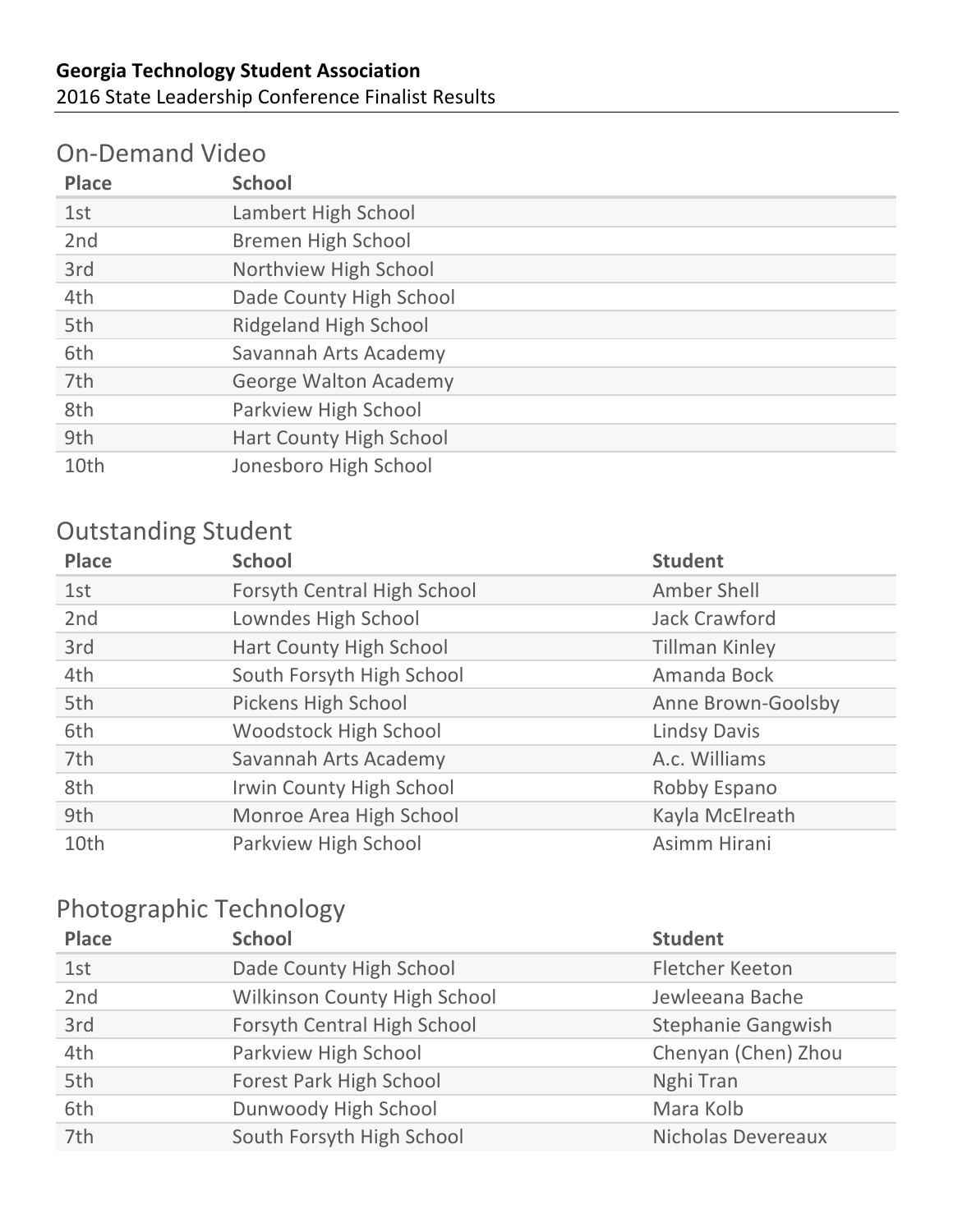**Georgia Technology Student Association**
2016 State Leadership Conference Finalist Results

## On-Demand Video

| Place | School |
|---|---|
| 1st | Lambert High School |
| 2nd | Bremen High School |
| 3rd | Northview High School |
| 4th | Dade County High School |
| 5th | Ridgeland High School |
| 6th | Savannah Arts Academy |
| 7th | George Walton Academy |
| 8th | Parkview High School |
| 9th | Hart County High School |
| 10th | Jonesboro High School |

## Outstanding Student

| Place | School | Student |
|---|---|---|
| 1st | Forsyth Central High School | Amber Shell |
| 2nd | Lowndes High School | Jack Crawford |
| 3rd | Hart County High School | Tillman Kinley |
| 4th | South Forsyth High School | Amanda Bock |
| 5th | Pickens High School | Anne Brown-Goolsby |
| 6th | Woodstock High School | Lindsy Davis |
| 7th | Savannah Arts Academy | A.c. Williams |
| 8th | Irwin County High School | Robby Espano |
| 9th | Monroe Area High School | Kayla McElreath |
| 10th | Parkview High School | Asimm Hirani |

## Photographic Technology

| Place | School | Student |
|---|---|---|
| 1st | Dade County High School | Fletcher Keeton |
| 2nd | Wilkinson County High School | Jewleeana Bache |
| 3rd | Forsyth Central High School | Stephanie Gangwish |
| 4th | Parkview High School | Chenyan (Chen) Zhou |
| 5th | Forest Park High School | Nghi Tran |
| 6th | Dunwoody High School | Mara Kolb |
| 7th | South Forsyth High School | Nicholas Devereaux |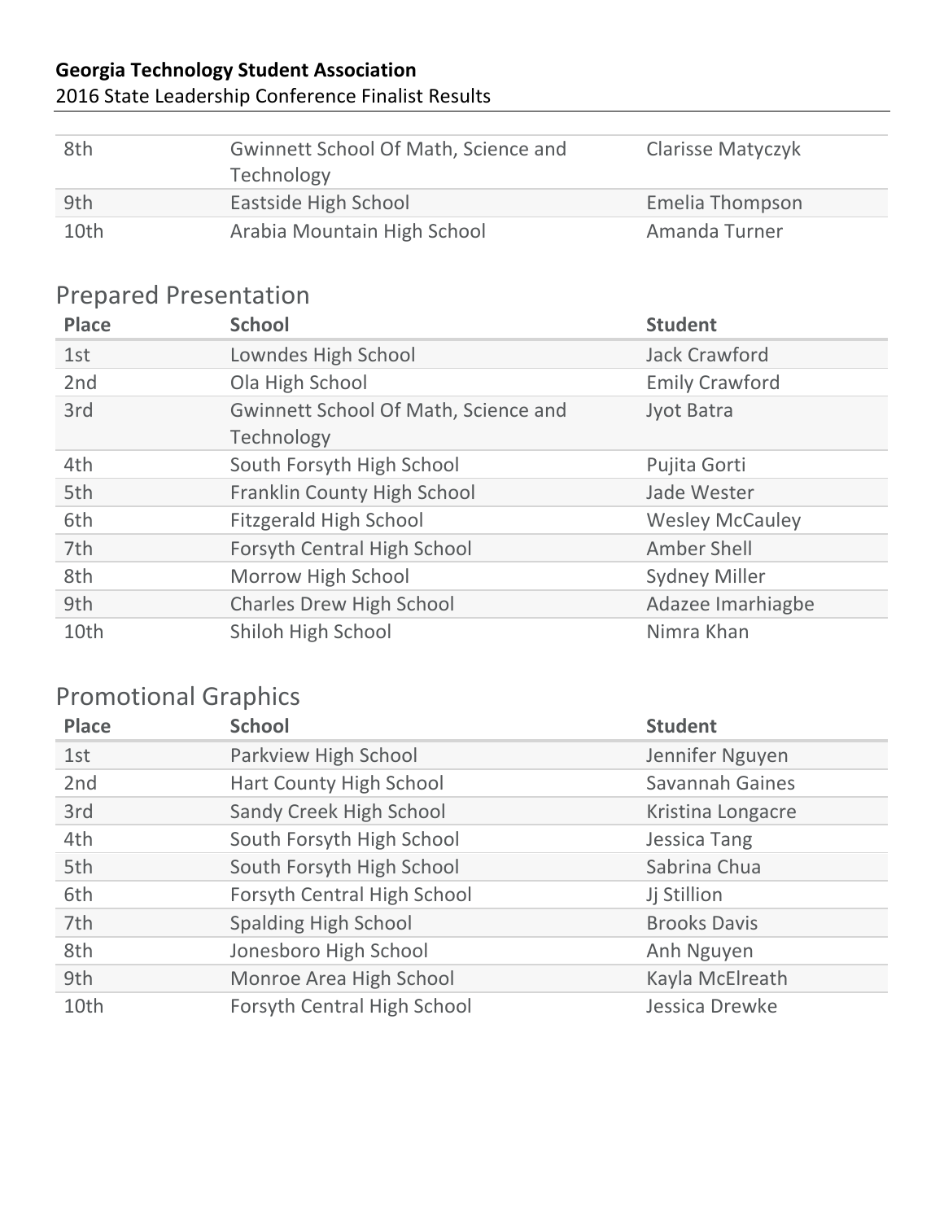| Place | School | Student |
|---|---|---|
| 8th | Gwinnett School Of Math, Science and Technology | Clarisse Matyczyk |
| 9th | Eastside High School | Emelia Thompson |
| 10th | Arabia Mountain High School | Amanda Turner |

## Prepared Presentation

| Place | School | Student |
|---|---|---|
| 1st | Lowndes High School | Jack Crawford |
| 2nd | Ola High School | Emily Crawford |
| 3rd | Gwinnett School Of Math, Science and Technology | Jyot Batra |
| 4th | South Forsyth High School | Pujita Gorti |
| 5th | Franklin County High School | Jade Wester |
| 6th | Fitzgerald High School | Wesley McCauley |
| 7th | Forsyth Central High School | Amber Shell |
| 8th | Morrow High School | Sydney Miller |
| 9th | Charles Drew High School | Adazee Imarhiagbe |
| 10th | Shiloh High School | Nimra Khan |

## Promotional Graphics

| Place | School | Student |
|---|---|---|
| 1st | Parkview High School | Jennifer Nguyen |
| 2nd | Hart County High School | Savannah Gaines |
| 3rd | Sandy Creek High School | Kristina Longacre |
| 4th | South Forsyth High School | Jessica Tang |
| 5th | South Forsyth High School | Sabrina Chua |
| 6th | Forsyth Central High School | Jj Stillion |
| 7th | Spalding High School | Brooks Davis |
| 8th | Jonesboro High School | Anh Nguyen |
| 9th | Monroe Area High School | Kayla McElreath |
| 10th | Forsyth Central High School | Jessica Drewke |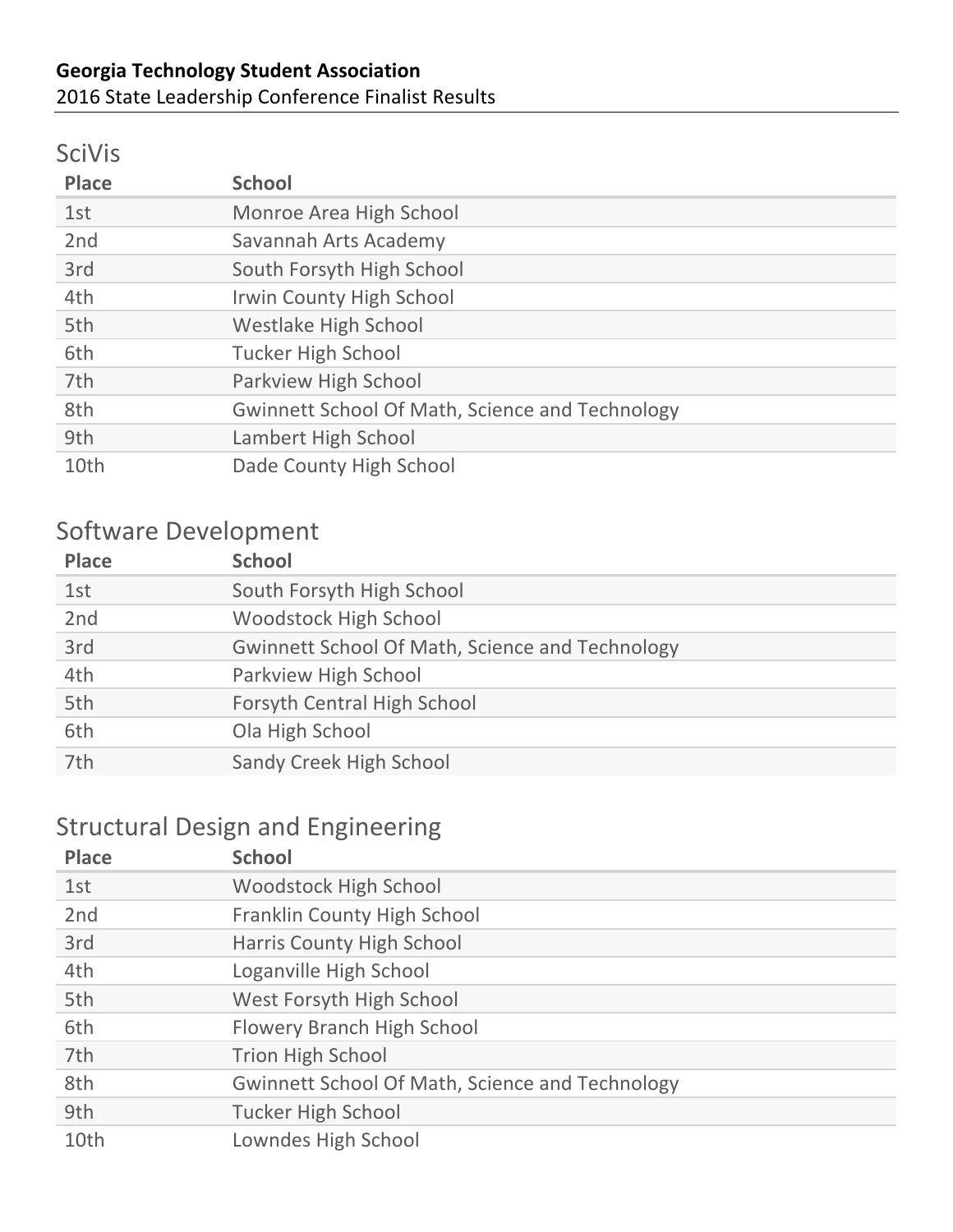**Georgia Technology Student Association**
2016 State Leadership Conference Finalist Results

## SciVis

| Place | School |
|---|---|
| 1st | Monroe Area High School |
| 2nd | Savannah Arts Academy |
| 3rd | South Forsyth High School |
| 4th | Irwin County High School |
| 5th | Westlake High School |
| 6th | Tucker High School |
| 7th | Parkview High School |
| 8th | Gwinnett School Of Math, Science and Technology |
| 9th | Lambert High School |
| 10th | Dade County High School |

## Software Development

| Place | School |
|---|---|
| 1st | South Forsyth High School |
| 2nd | Woodstock High School |
| 3rd | Gwinnett School Of Math, Science and Technology |
| 4th | Parkview High School |
| 5th | Forsyth Central High School |
| 6th | Ola High School |
| 7th | Sandy Creek High School |

## Structural Design and Engineering

| Place | School |
|---|---|
| 1st | Woodstock High School |
| 2nd | Franklin County High School |
| 3rd | Harris County High School |
| 4th | Loganville High School |
| 5th | West Forsyth High School |
| 6th | Flowery Branch High School |
| 7th | Trion High School |
| 8th | Gwinnett School Of Math, Science and Technology |
| 9th | Tucker High School |
| 10th | Lowndes High School |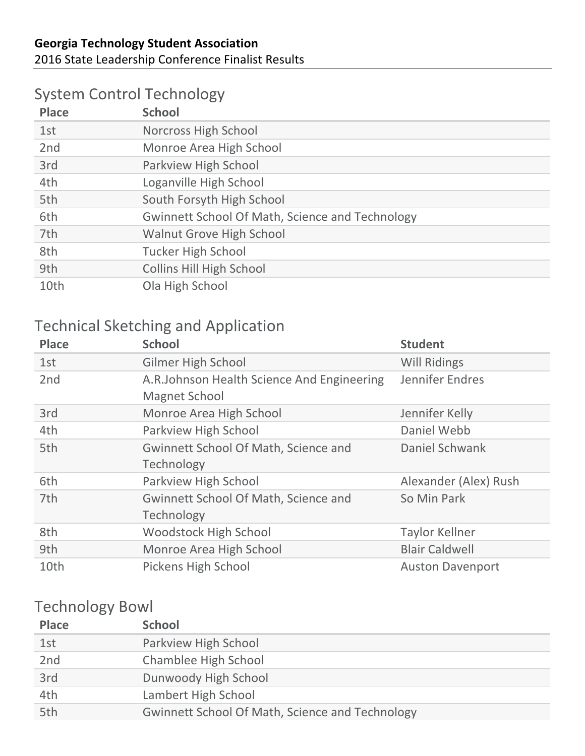**Georgia Technology Student Association**
2016 State Leadership Conference Finalist Results

## System Control Technology

| Place | School |
|---|---|
| 1st | Norcross High School |
| 2nd | Monroe Area High School |
| 3rd | Parkview High School |
| 4th | Loganville High School |
| 5th | South Forsyth High School |
| 6th | Gwinnett School Of Math, Science and Technology |
| 7th | Walnut Grove High School |
| 8th | Tucker High School |
| 9th | Collins Hill High School |
| 10th | Ola High School |

## Technical Sketching and Application

| Place | School | Student |
|---|---|---|
| 1st | Gilmer High School | Will Ridings |
| 2nd | A.R.Johnson Health Science And Engineering Magnet School | Jennifer Endres |
| 3rd | Monroe Area High School | Jennifer Kelly |
| 4th | Parkview High School | Daniel Webb |
| 5th | Gwinnett School Of Math, Science and Technology | Daniel Schwank |
| 6th | Parkview High School | Alexander (Alex) Rush |
| 7th | Gwinnett School Of Math, Science and Technology | So Min Park |
| 8th | Woodstock High School | Taylor Kellner |
| 9th | Monroe Area High School | Blair Caldwell |
| 10th | Pickens High School | Auston Davenport |

## Technology Bowl

| Place | School |
|---|---|
| 1st | Parkview High School |
| 2nd | Chamblee High School |
| 3rd | Dunwoody High School |
| 4th | Lambert High School |
| 5th | Gwinnett School Of Math, Science and Technology |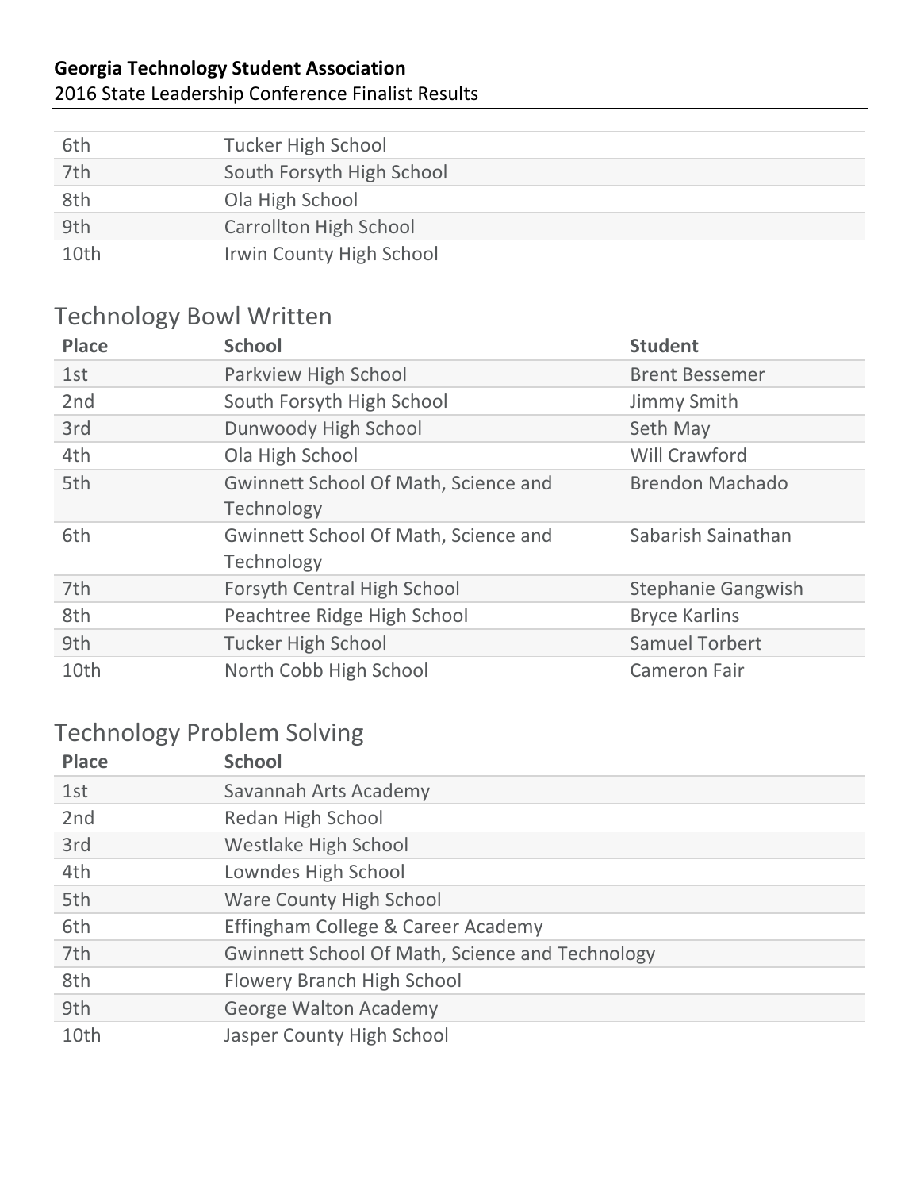| | |
|---|---|
| 6th | Tucker High School |
| 7th | South Forsyth High School |
| 8th | Ola High School |
| 9th | Carrollton High School |
| 10th | Irwin County High School |

## Technology Bowl Written

| Place | School | Student |
|---|---|---|
| 1st | Parkview High School | Brent Bessemer |
| 2nd | South Forsyth High School | Jimmy Smith |
| 3rd | Dunwoody High School | Seth May |
| 4th | Ola High School | Will Crawford |
| 5th | Gwinnett School Of Math, Science and Technology | Brendon Machado |
| 6th | Gwinnett School Of Math, Science and Technology | Sabarish Sainathan |
| 7th | Forsyth Central High School | Stephanie Gangwish |
| 8th | Peachtree Ridge High School | Bryce Karlins |
| 9th | Tucker High School | Samuel Torbert |
| 10th | North Cobb High School | Cameron Fair |

## Technology Problem Solving

| Place | School |
|---|---|
| 1st | Savannah Arts Academy |
| 2nd | Redan High School |
| 3rd | Westlake High School |
| 4th | Lowndes High School |
| 5th | Ware County High School |
| 6th | Effingham College & Career Academy |
| 7th | Gwinnett School Of Math, Science and Technology |
| 8th | Flowery Branch High School |
| 9th | George Walton Academy |
| 10th | Jasper County High School |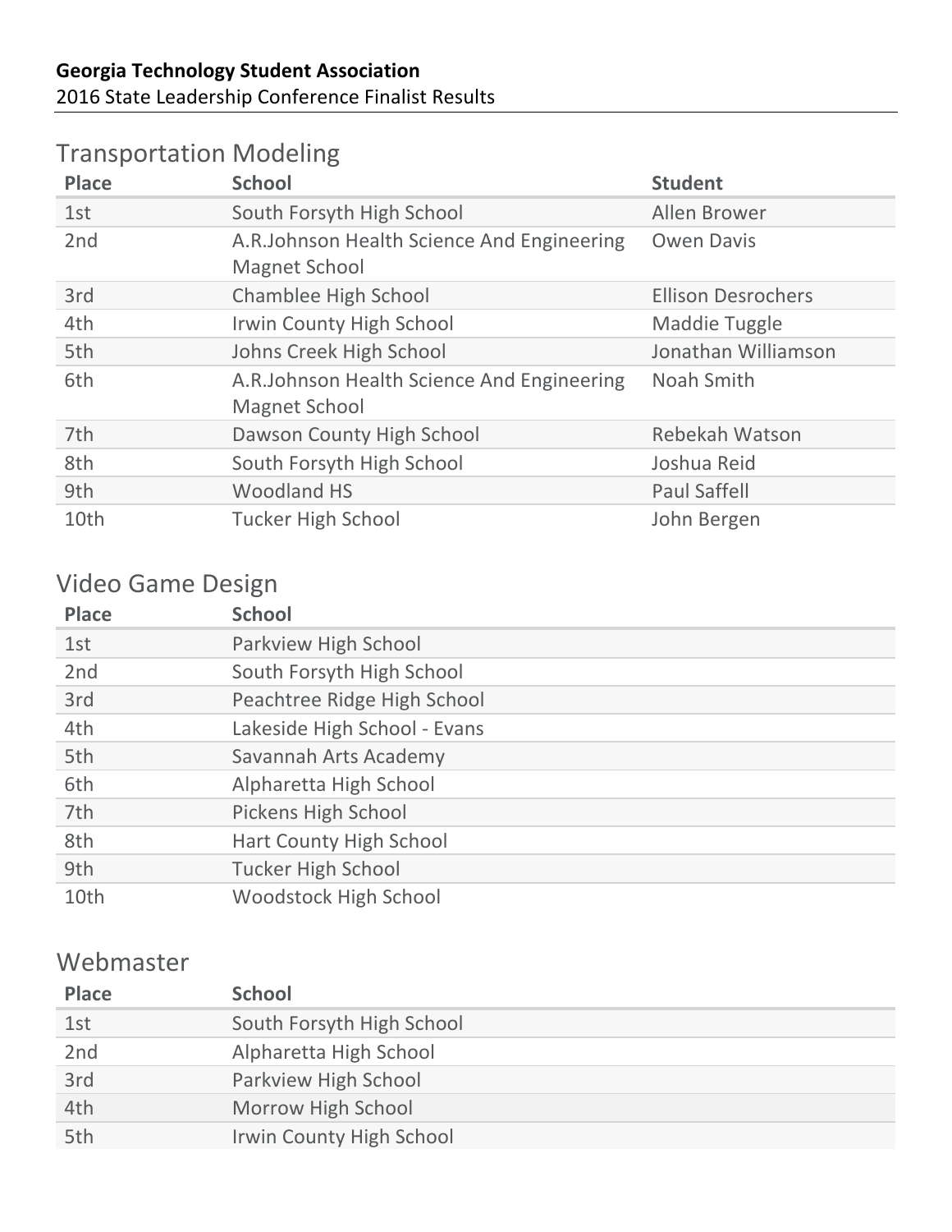**Georgia Technology Student Association**
2016 State Leadership Conference Finalist Results

## Transportation Modeling

| Place | School | Student |
|---|---|---|
| 1st | South Forsyth High School | Allen Brower |
| 2nd | A.R.Johnson Health Science And Engineering Magnet School | Owen Davis |
| 3rd | Chamblee High School | Ellison Desrochers |
| 4th | Irwin County High School | Maddie Tuggle |
| 5th | Johns Creek High School | Jonathan Williamson |
| 6th | A.R.Johnson Health Science And Engineering Magnet School | Noah Smith |
| 7th | Dawson County High School | Rebekah Watson |
| 8th | South Forsyth High School | Joshua Reid |
| 9th | Woodland HS | Paul Saffell |
| 10th | Tucker High School | John Bergen |

## Video Game Design

| Place | School |
|---|---|
| 1st | Parkview High School |
| 2nd | South Forsyth High School |
| 3rd | Peachtree Ridge High School |
| 4th | Lakeside High School - Evans |
| 5th | Savannah Arts Academy |
| 6th | Alpharetta High School |
| 7th | Pickens High School |
| 8th | Hart County High School |
| 9th | Tucker High School |
| 10th | Woodstock High School |

## Webmaster

| Place | School |
|---|---|
| 1st | South Forsyth High School |
| 2nd | Alpharetta High School |
| 3rd | Parkview High School |
| 4th | Morrow High School |
| 5th | Irwin County High School |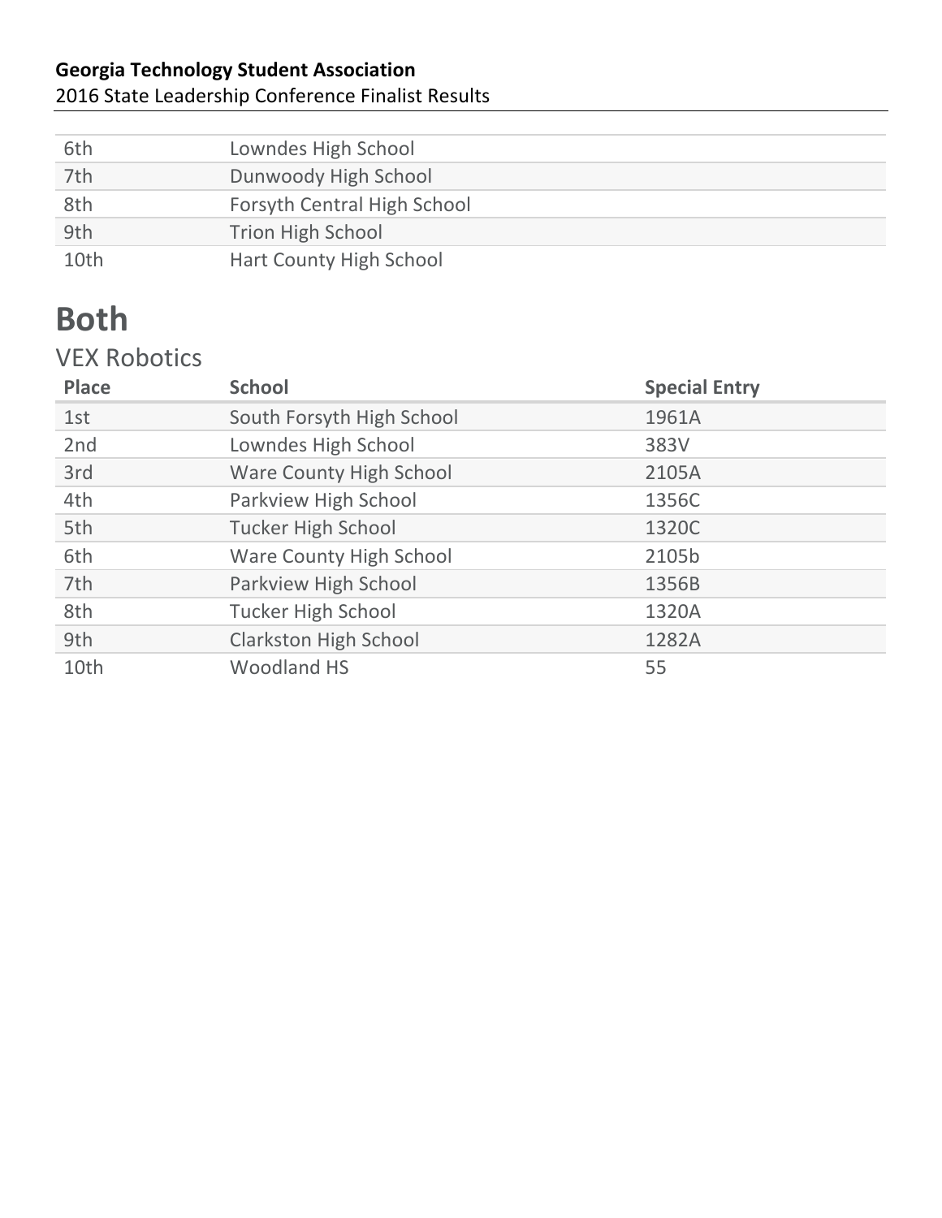| | |
|---|---|
| 6th | Lowndes High School |
| 7th | Dunwoody High School |
| 8th | Forsyth Central High School |
| 9th | Trion High School |
| 10th | Hart County High School |

# Both

## VEX Robotics

| Place | School | Special Entry |
|---|---|---|
| 1st | South Forsyth High School | 1961A |
| 2nd | Lowndes High School | 383V |
| 3rd | Ware County High School | 2105A |
| 4th | Parkview High School | 1356C |
| 5th | Tucker High School | 1320C |
| 6th | Ware County High School | 2105b |
| 7th | Parkview High School | 1356B |
| 8th | Tucker High School | 1320A |
| 9th | Clarkston High School | 1282A |
| 10th | Woodland HS | 55 |